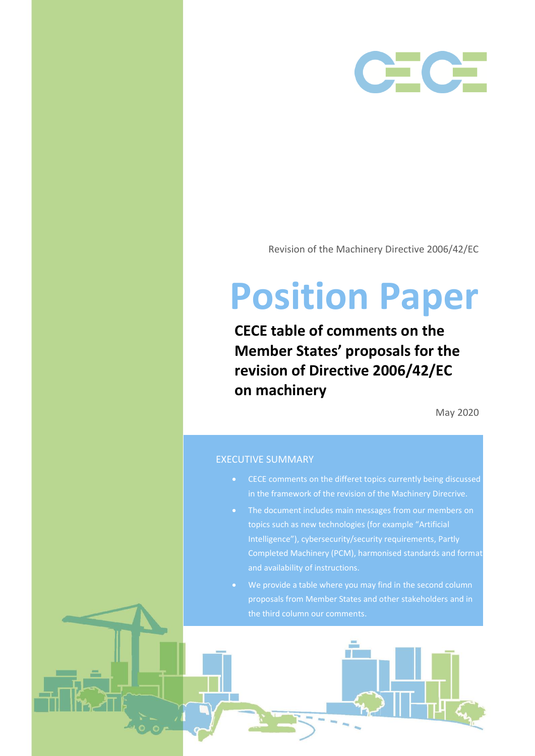CECE

Revision of the Machinery Directive 2006/42/EC

# Position Paper

## CECE table of comments on the Member States' proposals for the revision of Directive 2006/42/EC on machinery

May 2020

### EXECUTIVE SUMMARY

- CECE comments on the differet topics currently being discussed in the framework of the revision of the Machinery Direcrive.
- The document includes main messages from our members on topics such as new technologies (for example "Artificial Intelligence"), cybersecurity/security requirements, Partly Completed Machinery (PCM), harmonised standards and format and availability of instructions.
- We provide a table where you may find in the second column proposals from Member States and other stakeholders and in the third column our comments.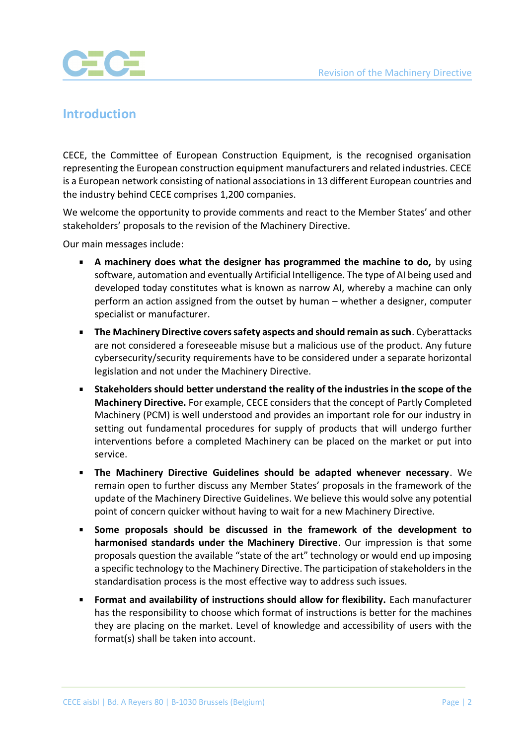## Introduction

CECE, the Committee of European Construction Equipment, is the recognised organisation representing the European construction equipment manufacturers and related industries. CECE is a European network consisting of national associations in 13 different European countries and the industry behind CECE comprises 1,200 companies.

We welcome the opportunity to provide comments and react to the Member States' and other stakeholders' proposals to the revision of the Machinery Directive.

Our main messages include:

- **A machinery does what the designer has programmed the machine to do,** by using software, automation and eventually Artificial Intelligence. The type of AI being used and developed today constitutes what is known as narrow AI, whereby a machine can only perform an action assigned from the outset by human – whether a designer, computer specialist or manufacturer.
- **The Machinery Directive covers safety aspects and should remain as such**. Cyberattacks are not considered a foreseeable misuse but a malicious use of the product. Any future cybersecurity/security requirements have to be considered under a separate horizontal legislation and not under the Machinery Directive.
- **Stakeholders should better understand the reality of the industries in the scope of the Machinery Directive.** For example, CECE considers that the concept of Partly Completed Machinery (PCM) is well understood and provides an important role for our industry in setting out fundamental procedures for supply of products that will undergo further interventions before a completed Machinery can be placed on the market or put into service.
- **The Machinery Directive Guidelines should be adapted whenever necessary**. We remain open to further discuss any Member States' proposals in the framework of the update of the Machinery Directive Guidelines. We believe this would solve any potential point of concern quicker without having to wait for a new Machinery Directive.
- **Some proposals should be discussed in the framework of the development to harmonised standards under the Machinery Directive**. Our impression is that some proposals question the available "state of the art" technology or would end up imposing a specific technology to the Machinery Directive. The participation of stakeholders in the standardisation process is the most effective way to address such issues.
- **Format and availability of instructions should allow for flexibility.** Each manufacturer has the responsibility to choose which format of instructions is better for the machines they are placing on the market. Level of knowledge and accessibility of users with the format(s) shall be taken into account.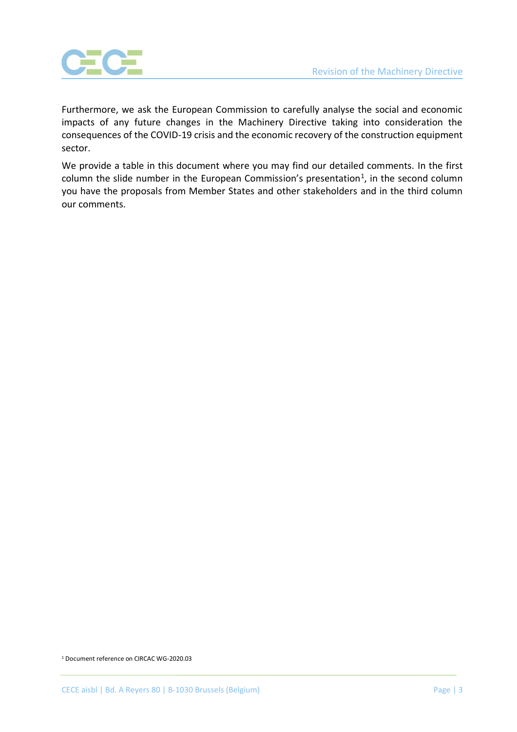Furthermore, we ask the European Commission to carefully analyse the social and economic impacts of any future changes in the Machinery Directive taking into consideration the consequences of the COVID-19 crisis and the economic recovery of the construction equipment sector.

We provide a table in this document where you may find our detailed comments. In the first column the slide number in the European Commission's presentation[1], in the second column you have the proposals from Member States and other stakeholders and in the third column our comments.

[1] Document reference on CIRCAC WG-2020.03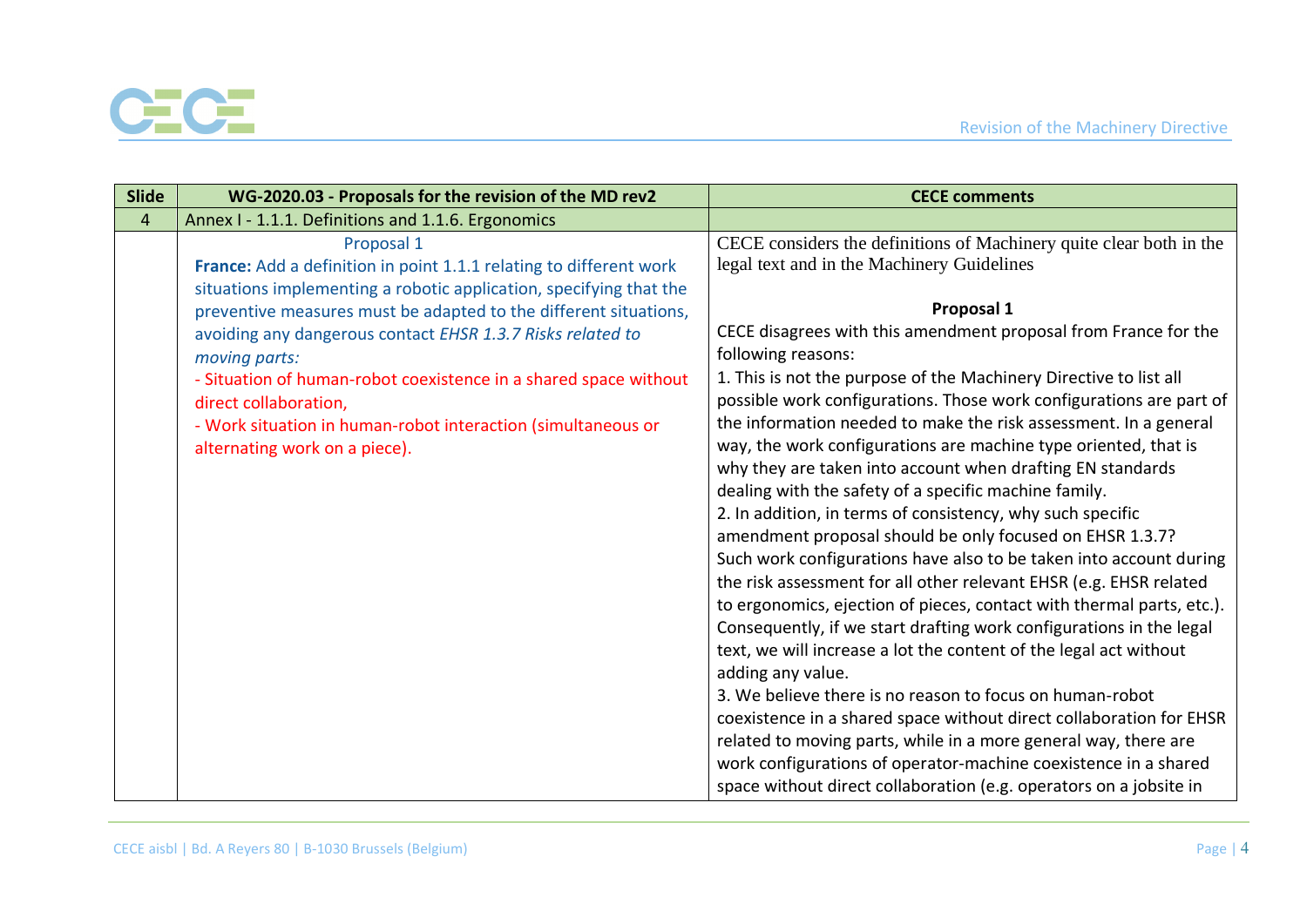| Slide | WG-2020.03 - Proposals for the revision of the MD rev2 | CECE comments |
|---|---|---|
| 4 | Annex I - 1.1.1. Definitions and 1.1.6. Ergonomics | |
| | Proposal 1<br>**France:** Add a definition in point 1.1.1 relating to different work situations implementing a robotic application, specifying that the preventive measures must be adapted to the different situations, avoiding any dangerous contact *EHSR 1.3.7 Risks related to moving parts:*<br>- Situation of human-robot coexistence in a shared space without direct collaboration,<br>- Work situation in human-robot interaction (simultaneous or alternating work on a piece). | CECE considers the definitions of Machinery quite clear both in the legal text and in the Machinery Guidelines<br><br>**Proposal 1**<br>CECE disagrees with this amendment proposal from France for the following reasons:<br>1. This is not the purpose of the Machinery Directive to list all possible work configurations. Those work configurations are part of the information needed to make the risk assessment. In a general way, the work configurations are machine type oriented, that is why they are taken into account when drafting EN standards dealing with the safety of a specific machine family.<br>2. In addition, in terms of consistency, why such specific amendment proposal should be only focused on EHSR 1.3.7? Such work configurations have also to be taken into account during the risk assessment for all other relevant EHSR (e.g. EHSR related to ergonomics, ejection of pieces, contact with thermal parts, etc.). Consequently, if we start drafting work configurations in the legal text, we will increase a lot the content of the legal act without adding any value.<br>3. We believe there is no reason to focus on human-robot coexistence in a shared space without direct collaboration for EHSR related to moving parts, while in a more general way, there are work configurations of operator-machine coexistence in a shared space without direct collaboration (e.g. operators on a jobsite in |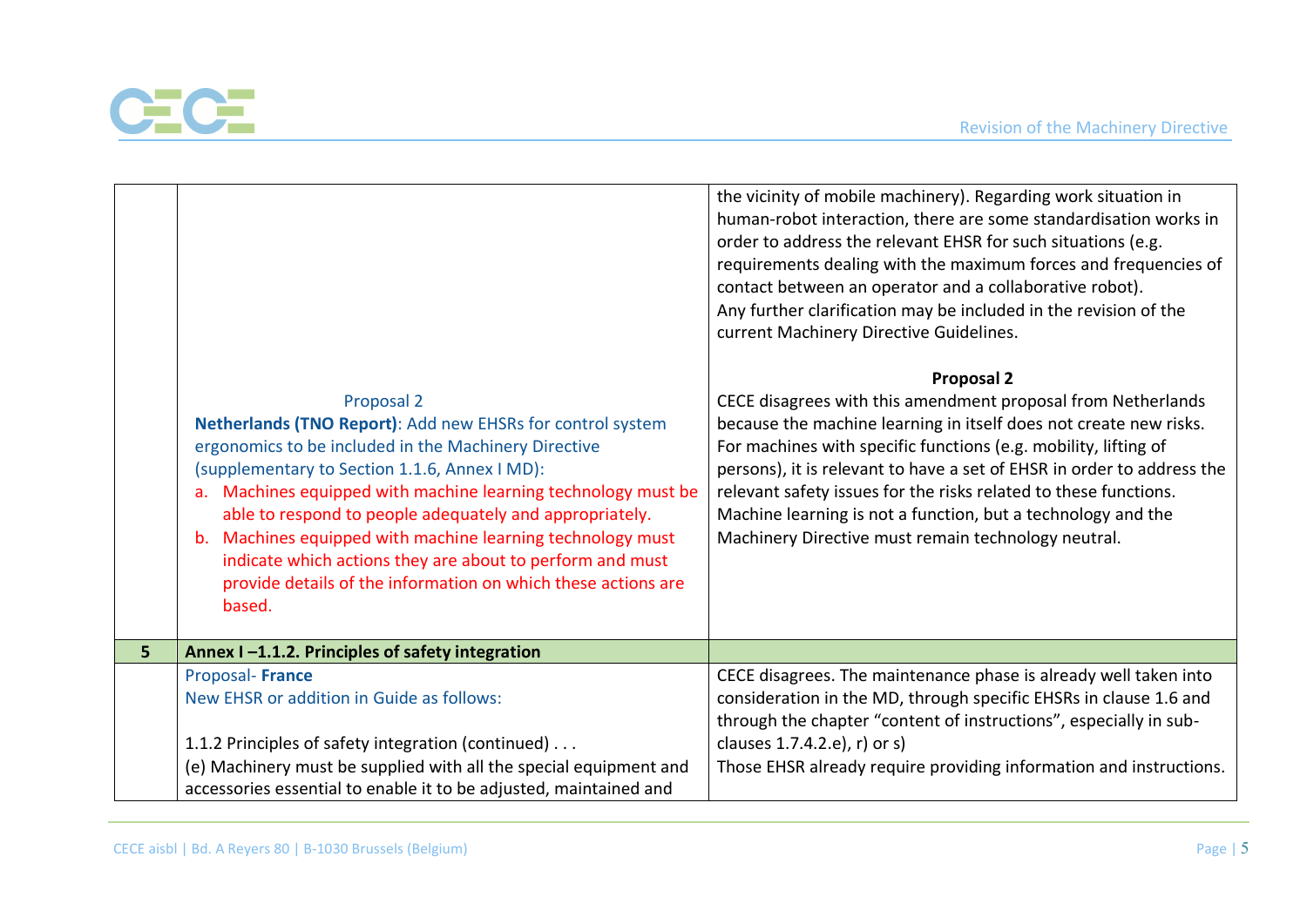| | | |
|---|---|---|
| | | the vicinity of mobile machinery). Regarding work situation in human-robot interaction, there are some standardisation works in order to address the relevant EHSR for such situations (e.g. requirements dealing with the maximum forces and frequencies of contact between an operator and a collaborative robot).<br>Any further clarification may be included in the revision of the current Machinery Directive Guidelines. |
| | Proposal 2<br>**Netherlands (TNO Report)**: Add new EHSRs for control system ergonomics to be included in the Machinery Directive (supplementary to Section 1.1.6, Annex I MD):<br>a. Machines equipped with machine learning technology must be able to respond to people adequately and appropriately.<br>b. Machines equipped with machine learning technology must indicate which actions they are about to perform and must provide details of the information on which these actions are based. | **Proposal 2**<br>CECE disagrees with this amendment proposal from Netherlands because the machine learning in itself does not create new risks. For machines with specific functions (e.g. mobility, lifting of persons), it is relevant to have a set of EHSR in order to address the relevant safety issues for the risks related to these functions. Machine learning is not a function, but a technology and the Machinery Directive must remain technology neutral. |
| **5** | **Annex I –1.1.2. Principles of safety integration** | |
| | Proposal- **France**<br>New EHSR or addition in Guide as follows:<br><br>1.1.2 Principles of safety integration (continued) . . .<br>(e) Machinery must be supplied with all the special equipment and accessories essential to enable it to be adjusted, maintained and | CECE disagrees. The maintenance phase is already well taken into consideration in the MD, through specific EHSRs in clause 1.6 and through the chapter "content of instructions", especially in sub-clauses 1.7.4.2.e), r) or s)<br>Those EHSR already require providing information and instructions. |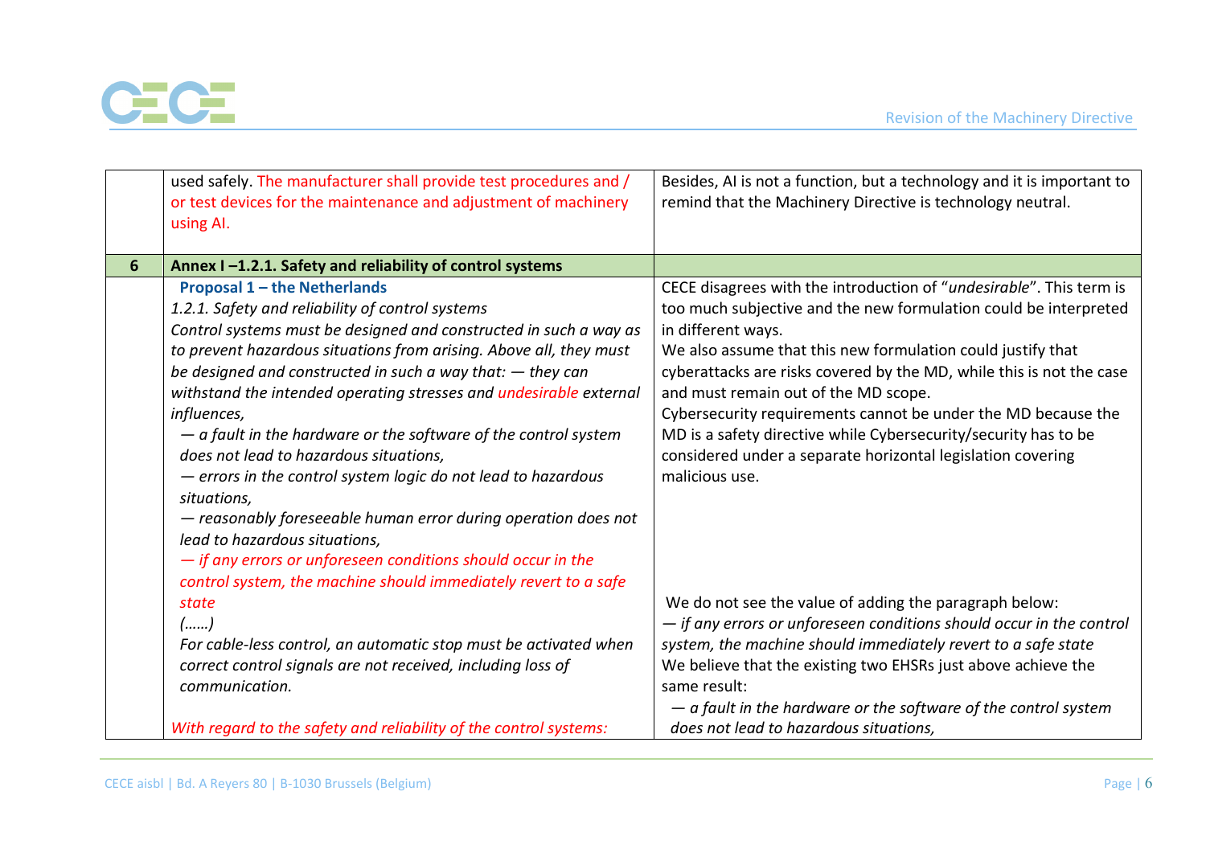| | | |
|---|---|---|
| | used safely. The manufacturer shall provide test procedures and / or test devices for the maintenance and adjustment of machinery using AI. | Besides, AI is not a function, but a technology and it is important to remind that the Machinery Directive is technology neutral. |
| **6** | **Annex I –1.2.1. Safety and reliability of control systems** | |
| | **Proposal 1 – the Netherlands**<br>*1.2.1. Safety and reliability of control systems*<br>*Control systems must be designed and constructed in such a way as to prevent hazardous situations from arising. Above all, they must be designed and constructed in such a way that: — they can withstand the intended operating stresses and undesirable external influences,*<br>*— a fault in the hardware or the software of the control system does not lead to hazardous situations,*<br>*— errors in the control system logic do not lead to hazardous situations,*<br>*— reasonably foreseeable human error during operation does not lead to hazardous situations,*<br>*— if any errors or unforeseen conditions should occur in the control system, the machine should immediately revert to a safe state*<br>*(……)*<br>*For cable-less control, an automatic stop must be activated when correct control signals are not received, including loss of communication.*<br><br>*With regard to the safety and reliability of the control systems:* | CECE disagrees with the introduction of "*undesirable*". This term is too much subjective and the new formulation could be interpreted in different ways.<br>We also assume that this new formulation could justify that cyberattacks are risks covered by the MD, while this is not the case and must remain out of the MD scope.<br>Cybersecurity requirements cannot be under the MD because the MD is a safety directive while Cybersecurity/security has to be considered under a separate horizontal legislation covering malicious use.<br><br>We do not see the value of adding the paragraph below:<br>*— if any errors or unforeseen conditions should occur in the control system, the machine should immediately revert to a safe state*<br>We believe that the existing two EHSRs just above achieve the same result:<br>*— a fault in the hardware or the software of the control system does not lead to hazardous situations,* |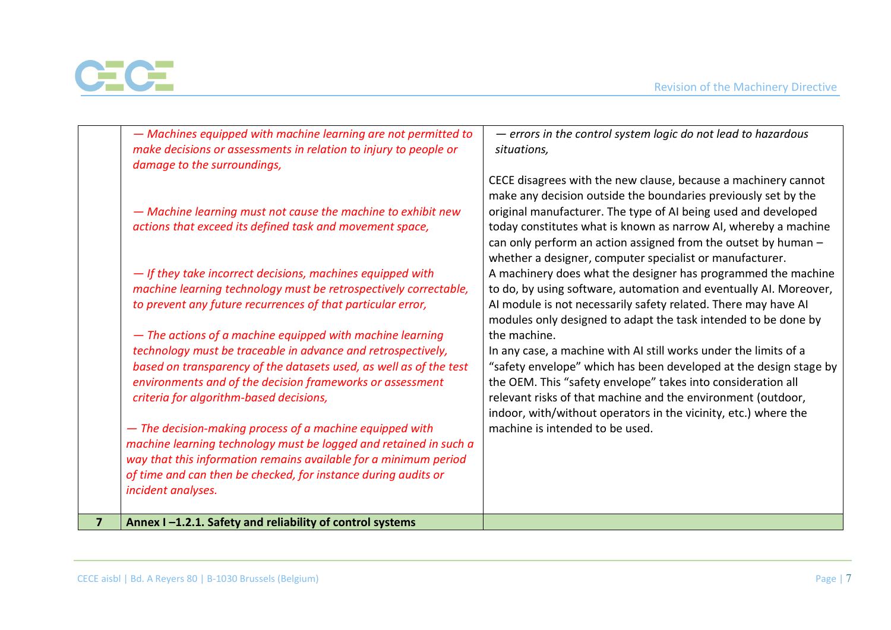| | | |
|---|---|---|
| | *— Machines equipped with machine learning are not permitted to make decisions or assessments in relation to injury to people or damage to the surroundings,*<br><br>*— Machine learning must not cause the machine to exhibit new actions that exceed its defined task and movement space,*<br><br>*— If they take incorrect decisions, machines equipped with machine learning technology must be retrospectively correctable, to prevent any future recurrences of that particular error,*<br><br>*— The actions of a machine equipped with machine learning technology must be traceable in advance and retrospectively, based on transparency of the datasets used, as well as of the test environments and of the decision frameworks or assessment criteria for algorithm-based decisions,*<br><br>*— The decision-making process of a machine equipped with machine learning technology must be logged and retained in such a way that this information remains available for a minimum period of time and can then be checked, for instance during audits or incident analyses.* | *— errors in the control system logic do not lead to hazardous situations,*<br><br>CECE disagrees with the new clause, because a machinery cannot make any decision outside the boundaries previously set by the original manufacturer. The type of AI being used and developed today constitutes what is known as narrow AI, whereby a machine can only perform an action assigned from the outset by human – whether a designer, computer specialist or manufacturer.<br>A machinery does what the designer has programmed the machine to do, by using software, automation and eventually AI. Moreover, AI module is not necessarily safety related. There may have AI modules only designed to adapt the task intended to be done by the machine.<br>In any case, a machine with AI still works under the limits of a "safety envelope" which has been developed at the design stage by the OEM. This "safety envelope" takes into consideration all relevant risks of that machine and the environment (outdoor, indoor, with/without operators in the vicinity, etc.) where the machine is intended to be used. |
| **7** | **Annex I –1.2.1. Safety and reliability of control systems** | |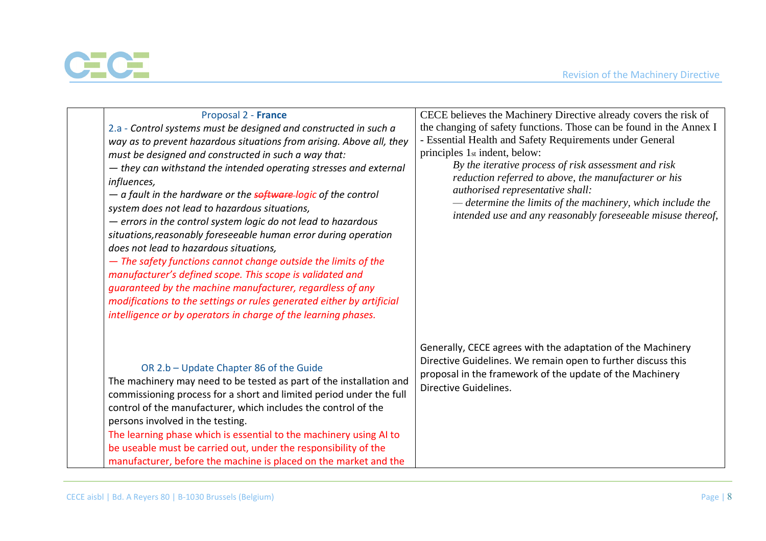| | Proposal 2 - **France**<br>2.a - *Control systems must be designed and constructed in such a way as to prevent hazardous situations from arising. Above all, they must be designed and constructed in such a way that:*<br>*— they can withstand the intended operating stresses and external influences,*<br>*— a fault in the hardware or the ~~software~~ logic of the control system does not lead to hazardous situations,*<br>*— errors in the control system logic do not lead to hazardous situations,reasonably foreseeable human error during operation does not lead to hazardous situations,*<br>*— The safety functions cannot change outside the limits of the manufacturer's defined scope. This scope is validated and guaranteed by the machine manufacturer, regardless of any modifications to the settings or rules generated either by artificial intelligence or by operators in charge of the learning phases.* | CECE believes the Machinery Directive already covers the risk of the changing of safety functions. Those can be found in the Annex I - Essential Health and Safety Requirements under General principles 1st indent, below:<br>*By the iterative process of risk assessment and risk reduction referred to above, the manufacturer or his authorised representative shall:*<br>*— determine the limits of the machinery, which include the intended use and any reasonably foreseeable misuse thereof,* |
|---|---|---|
| | OR 2.b – Update Chapter 86 of the Guide<br>The machinery may need to be tested as part of the installation and commissioning process for a short and limited period under the full control of the manufacturer, which includes the control of the persons involved in the testing.<br>The learning phase which is essential to the machinery using AI to be useable must be carried out, under the responsibility of the manufacturer, before the machine is placed on the market and the | Generally, CECE agrees with the adaptation of the Machinery Directive Guidelines. We remain open to further discuss this proposal in the framework of the update of the Machinery Directive Guidelines. |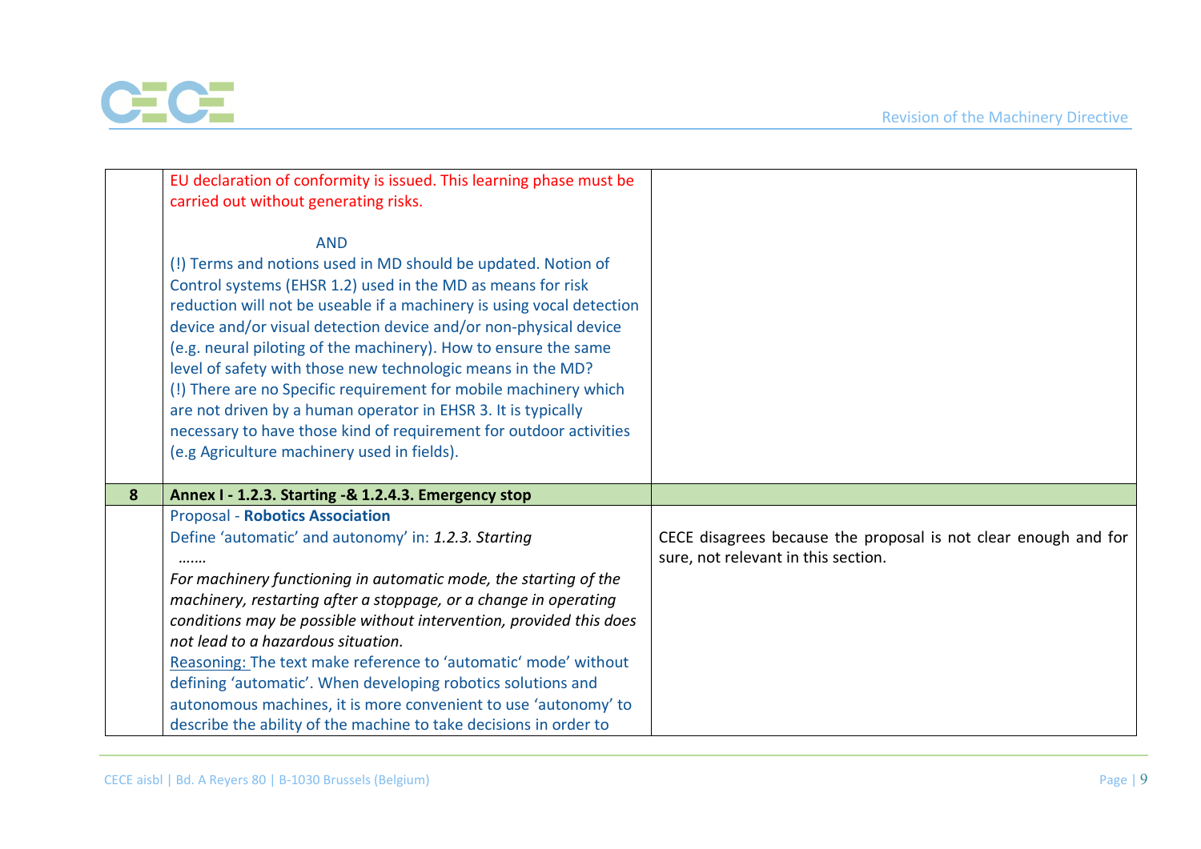| | | |
|---|---|---|
| | EU declaration of conformity is issued. This learning phase must be carried out without generating risks.<br><br>AND<br>(!) Terms and notions used in MD should be updated. Notion of Control systems (EHSR 1.2) used in the MD as means for risk reduction will not be useable if a machinery is using vocal detection device and/or visual detection device and/or non-physical device (e.g. neural piloting of the machinery). How to ensure the same level of safety with those new technologic means in the MD?<br>(!) There are no Specific requirement for mobile machinery which are not driven by a human operator in EHSR 3. It is typically necessary to have those kind of requirement for outdoor activities (e.g Agriculture machinery used in fields). | |
| **8** | **Annex I - 1.2.3. Starting -& 1.2.4.3. Emergency stop** | |
| | Proposal - **Robotics Association**<br>Define 'automatic' and autonomy' in: *1.2.3. Starting*<br>*…….*<br>*For machinery functioning in automatic mode, the starting of the machinery, restarting after a stoppage, or a change in operating conditions may be possible without intervention, provided this does not lead to a hazardous situation.*<br>Reasoning: The text make reference to 'automatic' mode' without defining 'automatic'. When developing robotics solutions and autonomous machines, it is more convenient to use 'autonomy' to describe the ability of the machine to take decisions in order to | CECE disagrees because the proposal is not clear enough and for sure, not relevant in this section. |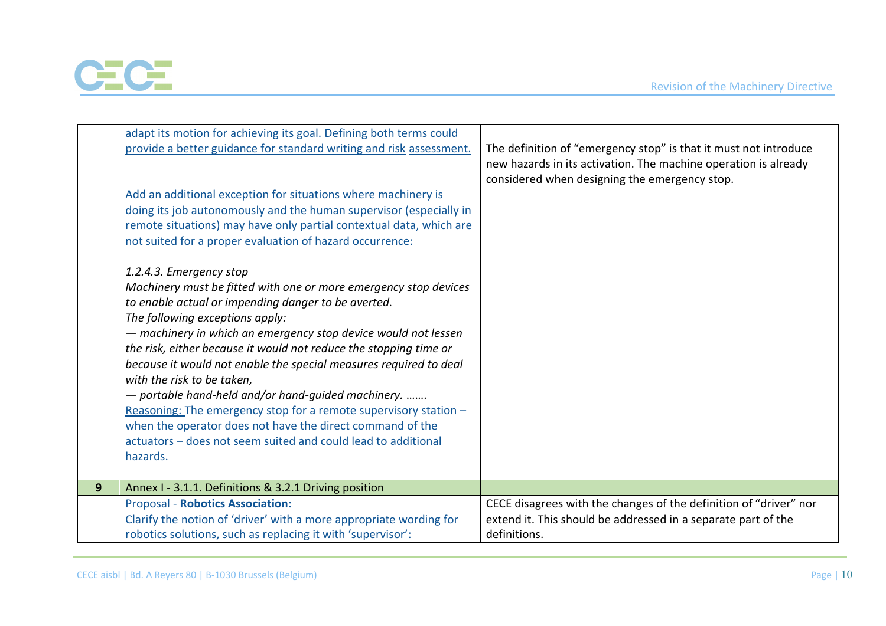| | | |
|---|---|---|
| | adapt its motion for achieving its goal. Defining both terms could provide a better guidance for standard writing and risk assessment.<br><br>Add an additional exception for situations where machinery is doing its job autonomously and the human supervisor (especially in remote situations) may have only partial contextual data, which are not suited for a proper evaluation of hazard occurrence:<br><br>*1.2.4.3. Emergency stop*<br>*Machinery must be fitted with one or more emergency stop devices to enable actual or impending danger to be averted.*<br>*The following exceptions apply:*<br>*— machinery in which an emergency stop device would not lessen the risk, either because it would not reduce the stopping time or because it would not enable the special measures required to deal with the risk to be taken,*<br>*— portable hand-held and/or hand-guided machinery. …….*<br>Reasoning: The emergency stop for a remote supervisory station – when the operator does not have the direct command of the actuators – does not seem suited and could lead to additional hazards. | The definition of "emergency stop" is that it must not introduce new hazards in its activation. The machine operation is already considered when designing the emergency stop. |
| **9** | Annex I - 3.1.1. Definitions & 3.2.1 Driving position | |
| | Proposal - **Robotics Association:**<br>Clarify the notion of 'driver' with a more appropriate wording for robotics solutions, such as replacing it with 'supervisor': | CECE disagrees with the changes of the definition of "driver" nor extend it. This should be addressed in a separate part of the definitions. |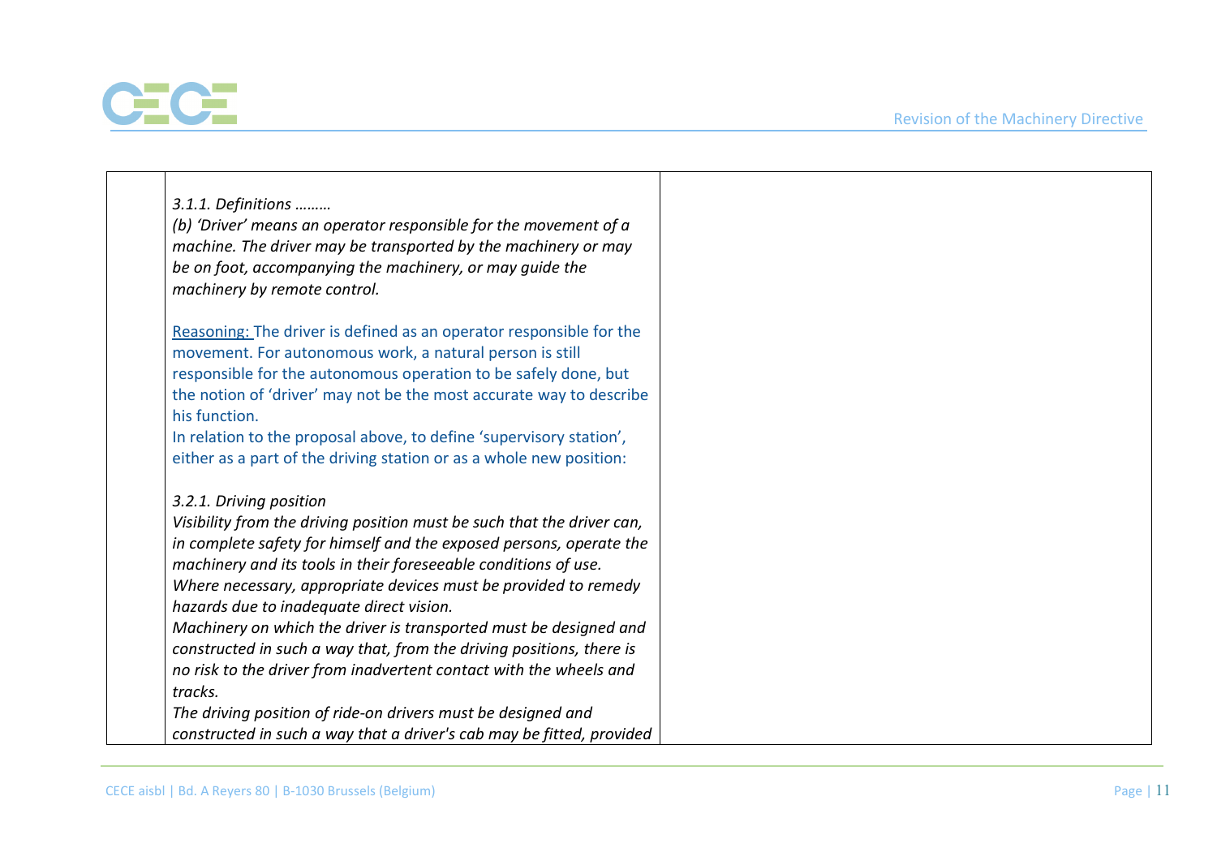| | | |
|---|---|---|
| | *3.1.1. Definitions ………*<br>*(b) 'Driver' means an operator responsible for the movement of a machine. The driver may be transported by the machinery or may be on foot, accompanying the machinery, or may guide the machinery by remote control.*<br><br>Reasoning: The driver is defined as an operator responsible for the movement. For autonomous work, a natural person is still responsible for the autonomous operation to be safely done, but the notion of 'driver' may not be the most accurate way to describe his function.<br>In relation to the proposal above, to define 'supervisory station', either as a part of the driving station or as a whole new position:<br><br>*3.2.1. Driving position*<br>*Visibility from the driving position must be such that the driver can, in complete safety for himself and the exposed persons, operate the machinery and its tools in their foreseeable conditions of use. Where necessary, appropriate devices must be provided to remedy hazards due to inadequate direct vision.*<br>*Machinery on which the driver is transported must be designed and constructed in such a way that, from the driving positions, there is no risk to the driver from inadvertent contact with the wheels and tracks.*<br>*The driving position of ride-on drivers must be designed and constructed in such a way that a driver's cab may be fitted, provided* | |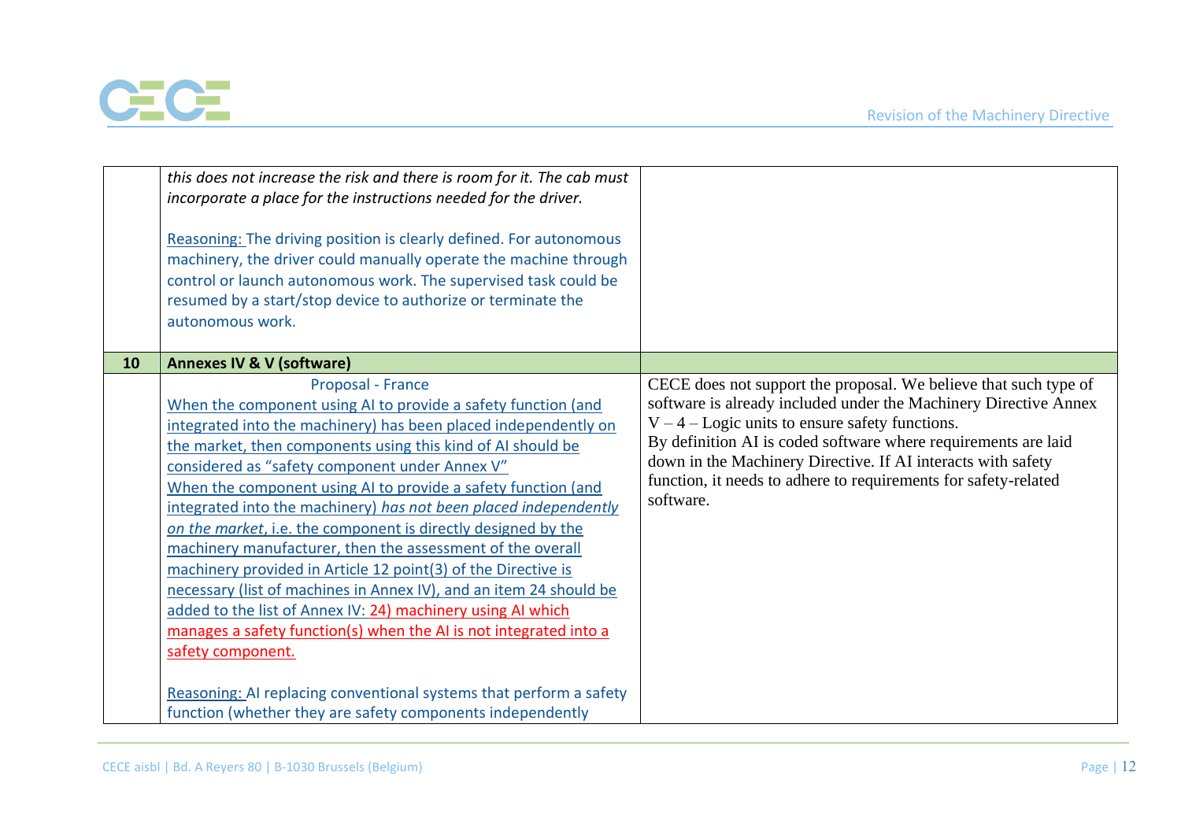| | | |
|---|---|---|
| | *this does not increase the risk and there is room for it. The cab must incorporate a place for the instructions needed for the driver.*<br><br>Reasoning: The driving position is clearly defined. For autonomous machinery, the driver could manually operate the machine through control or launch autonomous work. The supervised task could be resumed by a start/stop device to authorize or terminate the autonomous work. | |
| **10** | **Annexes IV & V (software)** | |
| | Proposal - France<br>When the component using AI to provide a safety function (and integrated into the machinery) has been placed independently on the market, then components using this kind of AI should be considered as "safety component under Annex V"<br>When the component using AI to provide a safety function (and integrated into the machinery) *has not been placed independently on the market*, i.e. the component is directly designed by the machinery manufacturer, then the assessment of the overall machinery provided in Article 12 point(3) of the Directive is necessary (list of machines in Annex IV), and an item 24 should be added to the list of Annex IV: 24) machinery using AI which manages a safety function(s) when the AI is not integrated into a safety component.<br><br>Reasoning: AI replacing conventional systems that perform a safety function (whether they are safety components independently | CECE does not support the proposal. We believe that such type of software is already included under the Machinery Directive Annex V – 4 – Logic units to ensure safety functions.<br>By definition AI is coded software where requirements are laid down in the Machinery Directive. If AI interacts with safety function, it needs to adhere to requirements for safety-related software. |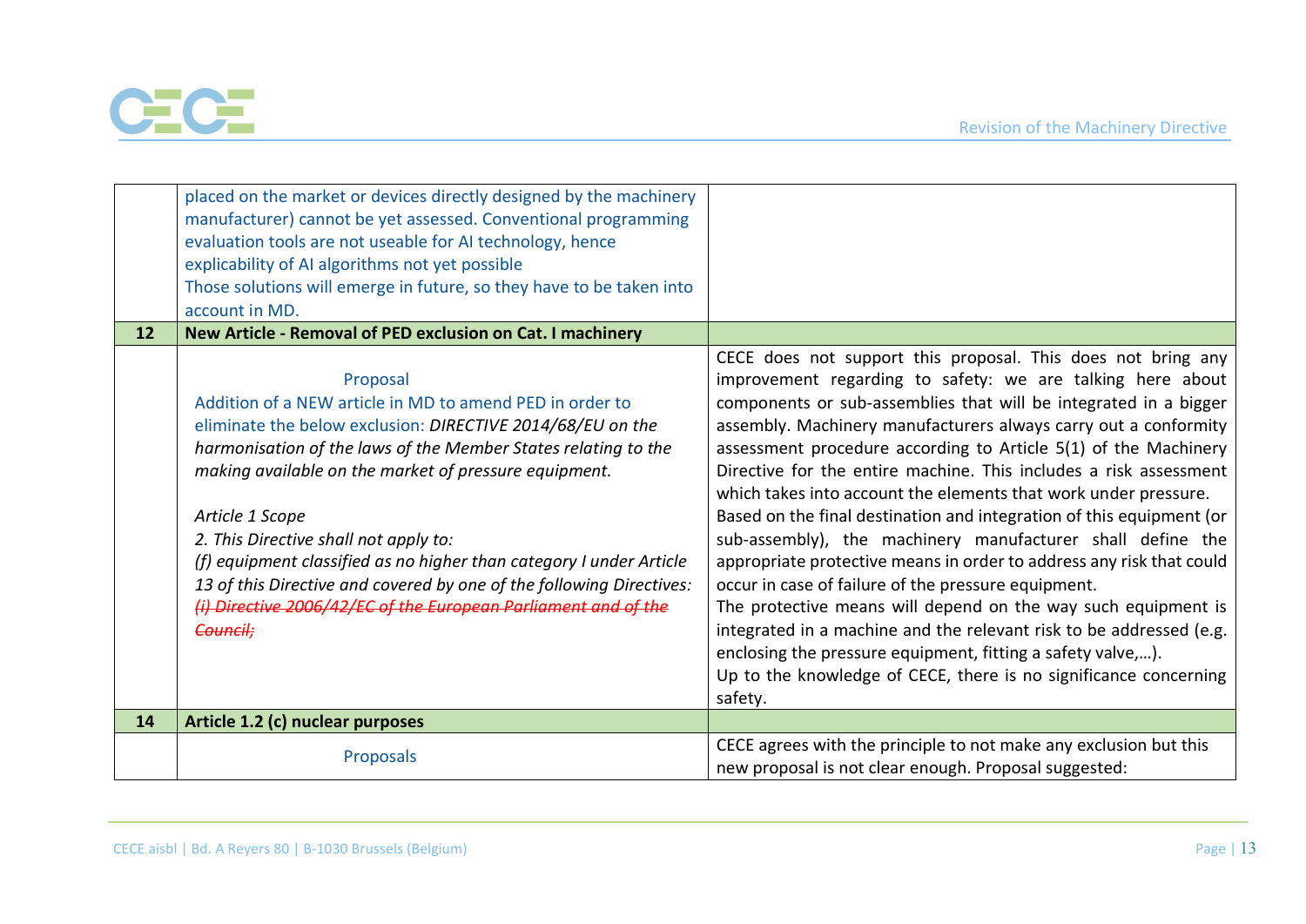| | | |
|---|---|---|
| | placed on the market or devices directly designed by the machinery manufacturer) cannot be yet assessed. Conventional programming evaluation tools are not useable for AI technology, hence explicability of AI algorithms not yet possible<br>Those solutions will emerge in future, so they have to be taken into account in MD. | |
| **12** | **New Article - Removal of PED exclusion on Cat. I machinery** | |
| | Proposal<br>Addition of a NEW article in MD to amend PED in order to eliminate the below exclusion: *DIRECTIVE 2014/68/EU on the harmonisation of the laws of the Member States relating to the making available on the market of pressure equipment.*<br><br>*Article 1 Scope*<br>*2. This Directive shall not apply to:*<br>*(f) equipment classified as no higher than category I under Article 13 of this Directive and covered by one of the following Directives:*<br>~~*(i) Directive 2006/42/EC of the European Parliament and of the Council;*~~ | CECE does not support this proposal. This does not bring any improvement regarding to safety: we are talking here about components or sub-assemblies that will be integrated in a bigger assembly. Machinery manufacturers always carry out a conformity assessment procedure according to Article 5(1) of the Machinery Directive for the entire machine. This includes a risk assessment which takes into account the elements that work under pressure.<br>Based on the final destination and integration of this equipment (or sub-assembly), the machinery manufacturer shall define the appropriate protective means in order to address any risk that could occur in case of failure of the pressure equipment.<br>The protective means will depend on the way such equipment is integrated in a machine and the relevant risk to be addressed (e.g. enclosing the pressure equipment, fitting a safety valve,…).<br>Up to the knowledge of CECE, there is no significance concerning safety. |
| **14** | **Article 1.2 (c) nuclear purposes** | |
| | Proposals | CECE agrees with the principle to not make any exclusion but this new proposal is not clear enough. Proposal suggested: |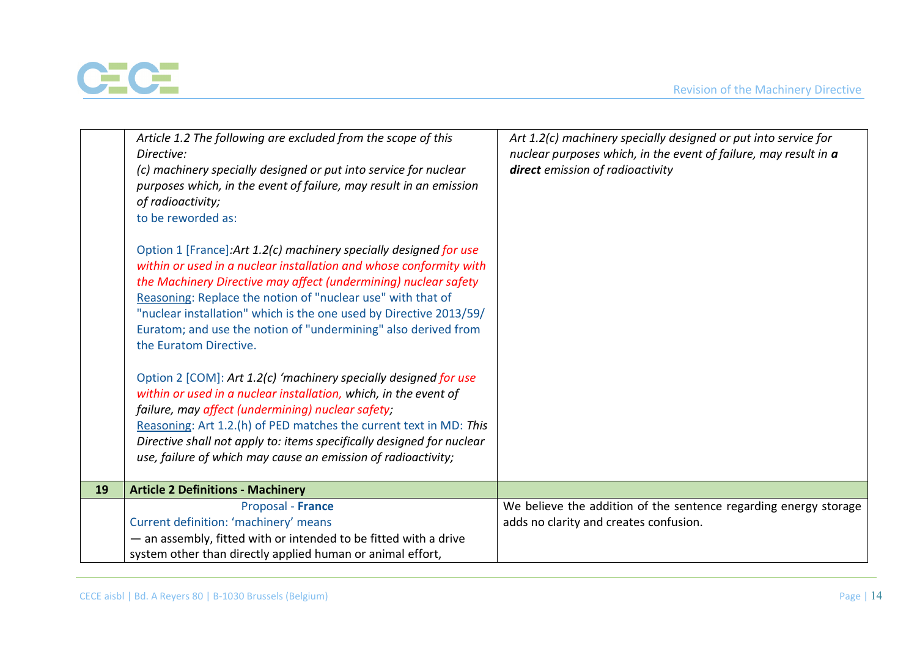| | | |
|---|---|---|
| | *Article 1.2 The following are excluded from the scope of this Directive:*<br>*(c) machinery specially designed or put into service for nuclear purposes which, in the event of failure, may result in an emission of radioactivity;*<br>to be reworded as:<br><br>Option 1 [France]:*Art 1.2(c) machinery specially designed for use within or used in a nuclear installation and whose conformity with the Machinery Directive may affect (undermining) nuclear safety*<br>Reasoning: Replace the notion of "nuclear use" with that of "nuclear installation" which is the one used by Directive 2013/59/ Euratom; and use the notion of "undermining" also derived from the Euratom Directive.<br><br>Option 2 [COM]: *Art 1.2(c) 'machinery specially designed for use within or used in a nuclear installation, which, in the event of failure, may affect (undermining) nuclear safety;*<br>Reasoning: Art 1.2.(h) of PED matches the current text in MD: *This Directive shall not apply to: items specifically designed for nuclear use, failure of which may cause an emission of radioactivity;* | *Art 1.2(c) machinery specially designed or put into service for nuclear purposes which, in the event of failure, may result in **a direct** emission of radioactivity* |
| **19** | **Article 2 Definitions - Machinery** | |
| | Proposal - **France**<br>Current definition: 'machinery' means<br>— an assembly, fitted with or intended to be fitted with a drive system other than directly applied human or animal effort, | We believe the addition of the sentence regarding energy storage adds no clarity and creates confusion. |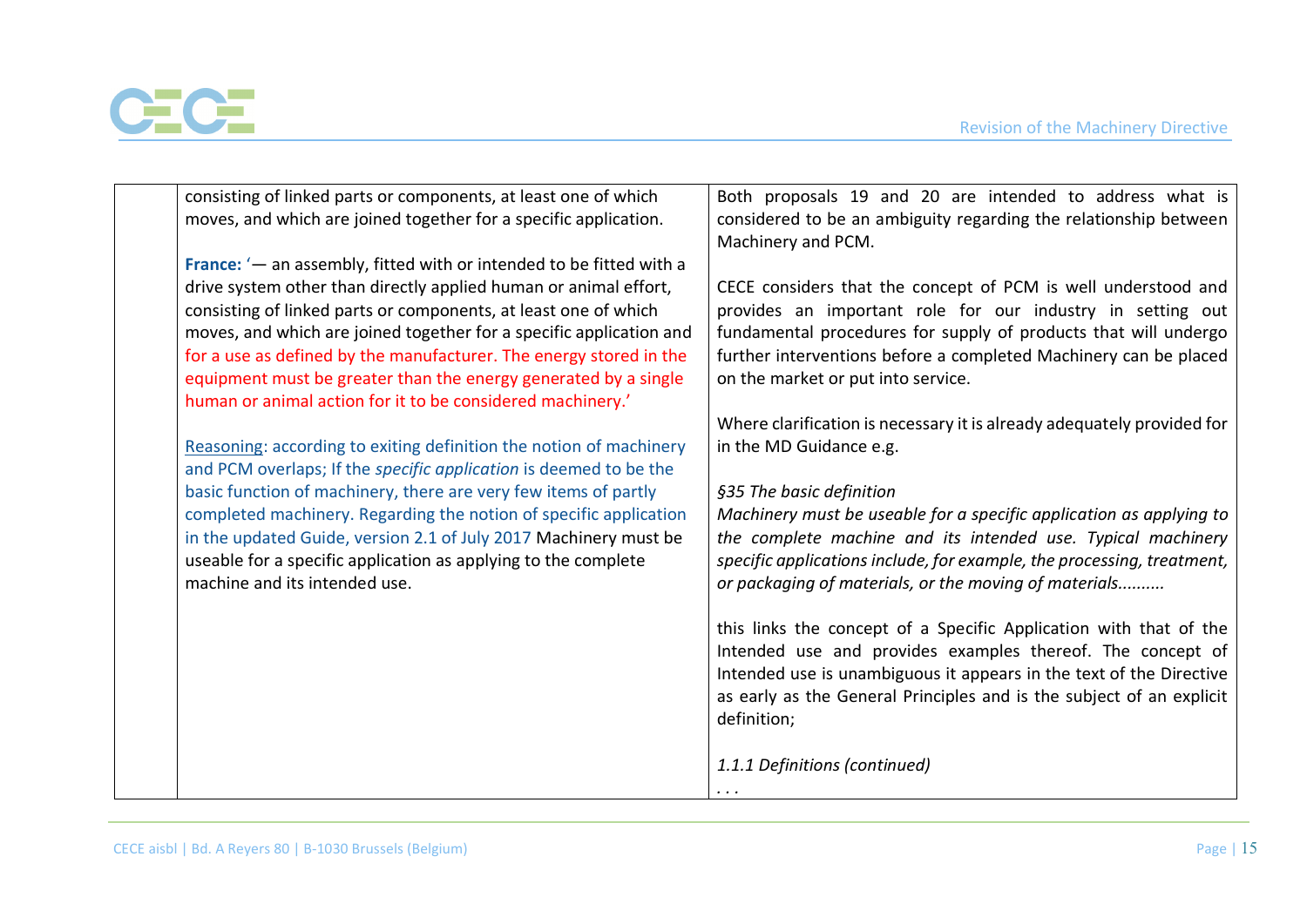| | | |
|---|---|---|
| | consisting of linked parts or components, at least one of which moves, and which are joined together for a specific application.<br><br>**France:** '— an assembly, fitted with or intended to be fitted with a drive system other than directly applied human or animal effort, consisting of linked parts or components, at least one of which moves, and which are joined together for a specific application and for a use as defined by the manufacturer. The energy stored in the equipment must be greater than the energy generated by a single human or animal action for it to be considered machinery.'<br><br>Reasoning: according to exiting definition the notion of machinery and PCM overlaps; If the *specific application* is deemed to be the basic function of machinery, there are very few items of partly completed machinery. Regarding the notion of specific application in the updated Guide, version 2.1 of July 2017 Machinery must be useable for a specific application as applying to the complete machine and its intended use. | Both proposals 19 and 20 are intended to address what is considered to be an ambiguity regarding the relationship between Machinery and PCM.<br><br>CECE considers that the concept of PCM is well understood and provides an important role for our industry in setting out fundamental procedures for supply of products that will undergo further interventions before a completed Machinery can be placed on the market or put into service.<br><br>Where clarification is necessary it is already adequately provided for in the MD Guidance e.g.<br><br>*§35 The basic definition*<br>*Machinery must be useable for a specific application as applying to the complete machine and its intended use. Typical machinery specific applications include, for example, the processing, treatment, or packaging of materials, or the moving of materials..........*<br><br>this links the concept of a Specific Application with that of the Intended use and provides examples thereof. The concept of Intended use is unambiguous it appears in the text of the Directive as early as the General Principles and is the subject of an explicit definition;<br><br>*1.1.1 Definitions (continued)*<br>*. . .* |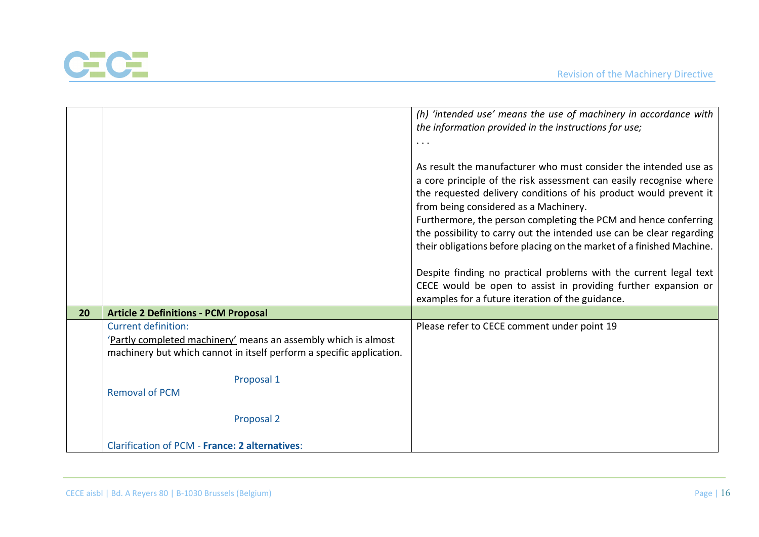| | | |
|---|---|---|
| | | *(h) 'intended use' means the use of machinery in accordance with the information provided in the instructions for use;*<br>. . .<br><br>As result the manufacturer who must consider the intended use as a core principle of the risk assessment can easily recognise where the requested delivery conditions of his product would prevent it from being considered as a Machinery.<br>Furthermore, the person completing the PCM and hence conferring the possibility to carry out the intended use can be clear regarding their obligations before placing on the market of a finished Machine.<br><br>Despite finding no practical problems with the current legal text CECE would be open to assist in providing further expansion or examples for a future iteration of the guidance. |
| **20** | **Article 2 Definitions - PCM Proposal** | |
| | Current definition:<br>'Partly completed machinery' means an assembly which is almost machinery but which cannot in itself perform a specific application.<br><br>Proposal 1<br>Removal of PCM<br><br>Proposal 2<br><br>Clarification of PCM - **France: 2 alternatives**: | Please refer to CECE comment under point 19 |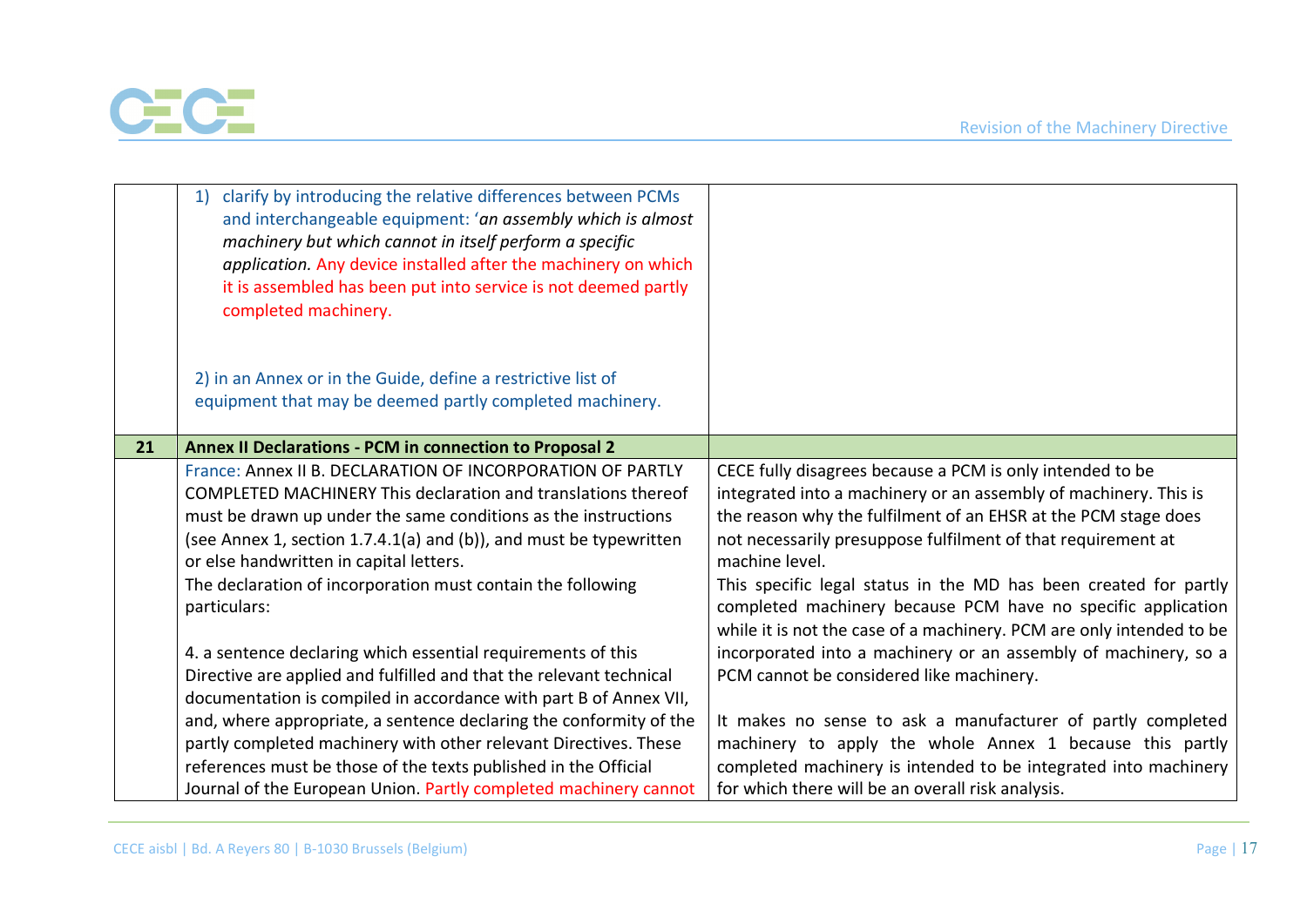| | | |
|---|---|---|
| | 1) clarify by introducing the relative differences between PCMs and interchangeable equipment: '*an assembly which is almost machinery but which cannot in itself perform a specific application.* Any device installed after the machinery on which it is assembled has been put into service is not deemed partly completed machinery.<br><br>2) in an Annex or in the Guide, define a restrictive list of equipment that may be deemed partly completed machinery. | |
| **21** | **Annex II Declarations - PCM in connection to Proposal 2** | |
| | France: Annex II B. DECLARATION OF INCORPORATION OF PARTLY COMPLETED MACHINERY This declaration and translations thereof must be drawn up under the same conditions as the instructions (see Annex 1, section 1.7.4.1(a) and (b)), and must be typewritten or else handwritten in capital letters.<br>The declaration of incorporation must contain the following particulars:<br><br>4. a sentence declaring which essential requirements of this Directive are applied and fulfilled and that the relevant technical documentation is compiled in accordance with part B of Annex VII, and, where appropriate, a sentence declaring the conformity of the partly completed machinery with other relevant Directives. These references must be those of the texts published in the Official Journal of the European Union. Partly completed machinery cannot | CECE fully disagrees because a PCM is only intended to be integrated into a machinery or an assembly of machinery. This is the reason why the fulfilment of an EHSR at the PCM stage does not necessarily presuppose fulfilment of that requirement at machine level.<br>This specific legal status in the MD has been created for partly completed machinery because PCM have no specific application while it is not the case of a machinery. PCM are only intended to be incorporated into a machinery or an assembly of machinery, so a PCM cannot be considered like machinery.<br><br>It makes no sense to ask a manufacturer of partly completed machinery to apply the whole Annex 1 because this partly completed machinery is intended to be integrated into machinery for which there will be an overall risk analysis. |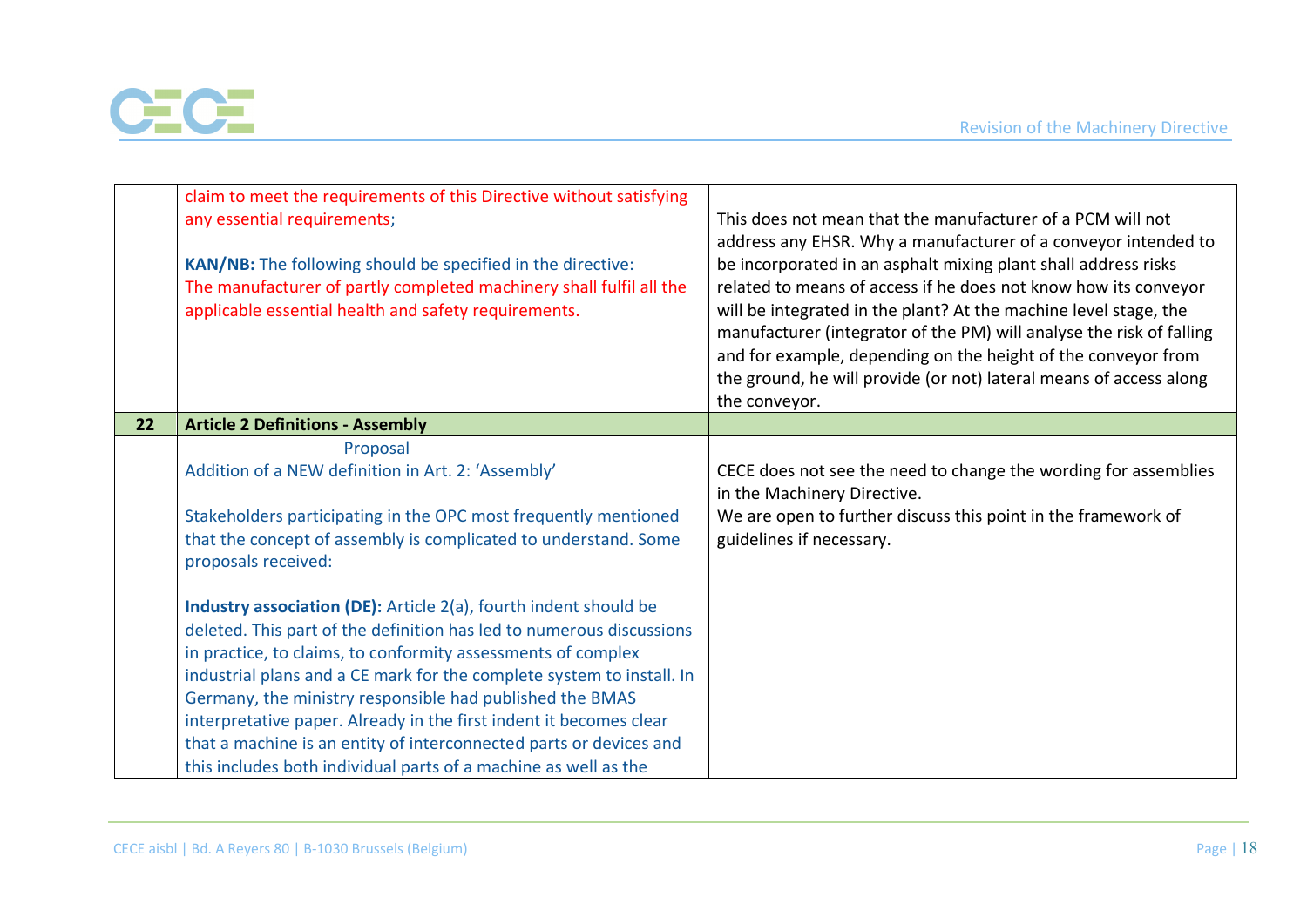| | | |
|---|---|---|
| | claim to meet the requirements of this Directive without satisfying any essential requirements;<br><br>**KAN/NB:** The following should be specified in the directive:<br>The manufacturer of partly completed machinery shall fulfil all the applicable essential health and safety requirements. | This does not mean that the manufacturer of a PCM will not address any EHSR. Why a manufacturer of a conveyor intended to be incorporated in an asphalt mixing plant shall address risks related to means of access if he does not know how its conveyor will be integrated in the plant? At the machine level stage, the manufacturer (integrator of the PM) will analyse the risk of falling and for example, depending on the height of the conveyor from the ground, he will provide (or not) lateral means of access along the conveyor. |
| **22** | **Article 2 Definitions - Assembly** | |
| | Proposal<br>Addition of a NEW definition in Art. 2: 'Assembly'<br><br>Stakeholders participating in the OPC most frequently mentioned that the concept of assembly is complicated to understand. Some proposals received:<br><br>**Industry association (DE):** Article 2(a), fourth indent should be deleted. This part of the definition has led to numerous discussions in practice, to claims, to conformity assessments of complex industrial plans and a CE mark for the complete system to install. In Germany, the ministry responsible had published the BMAS interpretative paper. Already in the first indent it becomes clear that a machine is an entity of interconnected parts or devices and this includes both individual parts of a machine as well as the | CECE does not see the need to change the wording for assemblies in the Machinery Directive.<br>We are open to further discuss this point in the framework of guidelines if necessary. |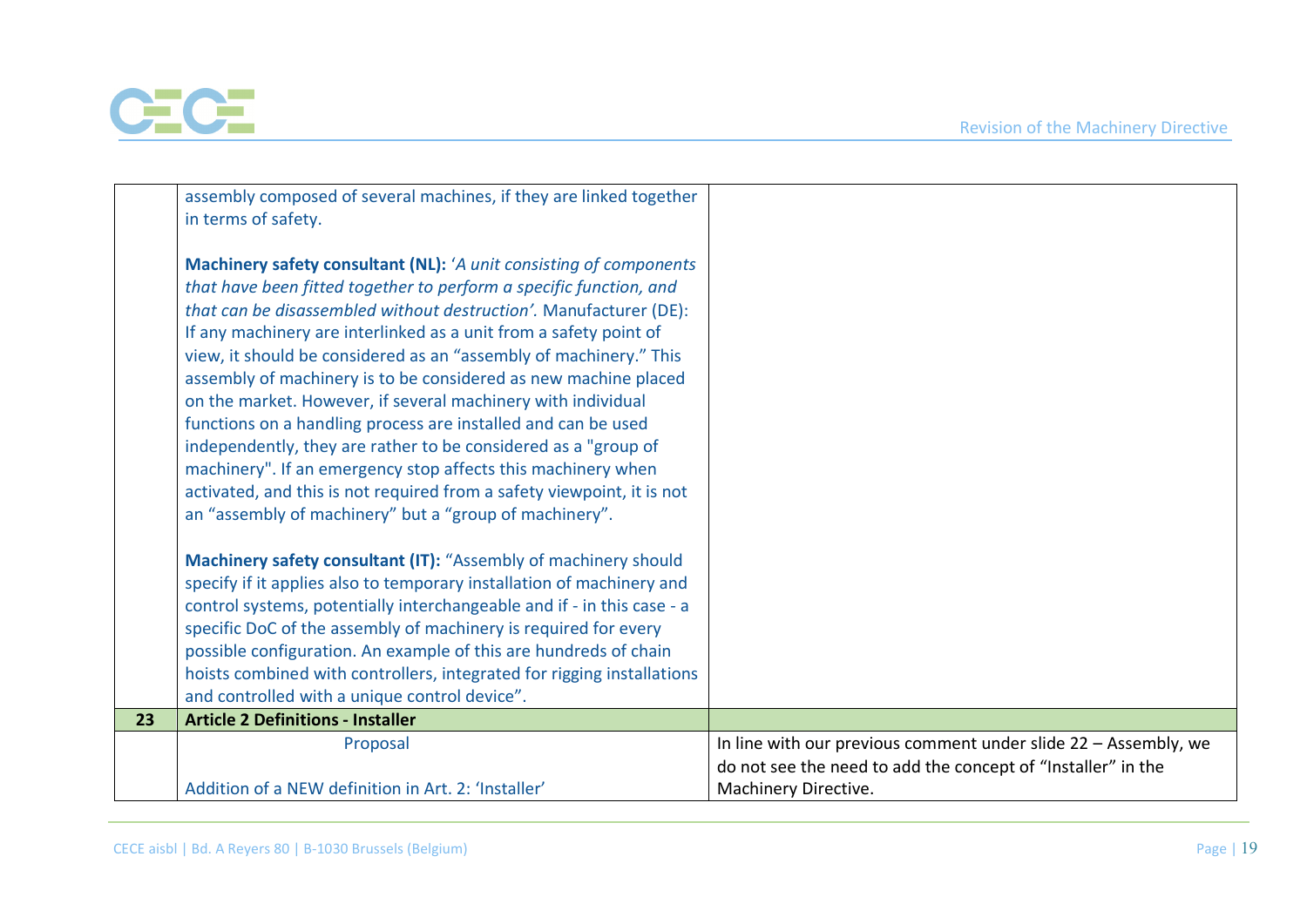| | | |
|---|---|---|
| | assembly composed of several machines, if they are linked together in terms of safety.<br><br>**Machinery safety consultant (NL):** '*A unit consisting of components that have been fitted together to perform a specific function, and that can be disassembled without destruction'*. Manufacturer (DE): If any machinery are interlinked as a unit from a safety point of view, it should be considered as an "assembly of machinery." This assembly of machinery is to be considered as new machine placed on the market. However, if several machinery with individual functions on a handling process are installed and can be used independently, they are rather to be considered as a "group of machinery". If an emergency stop affects this machinery when activated, and this is not required from a safety viewpoint, it is not an "assembly of machinery" but a "group of machinery".<br><br>**Machinery safety consultant (IT):** "Assembly of machinery should specify if it applies also to temporary installation of machinery and control systems, potentially interchangeable and if - in this case - a specific DoC of the assembly of machinery is required for every possible configuration. An example of this are hundreds of chain hoists combined with controllers, integrated for rigging installations and controlled with a unique control device". | |
| **23** | **Article 2 Definitions - Installer** | |
| | Proposal<br><br>Addition of a NEW definition in Art. 2: 'Installer' | In line with our previous comment under slide 22 – Assembly, we do not see the need to add the concept of "Installer" in the Machinery Directive. |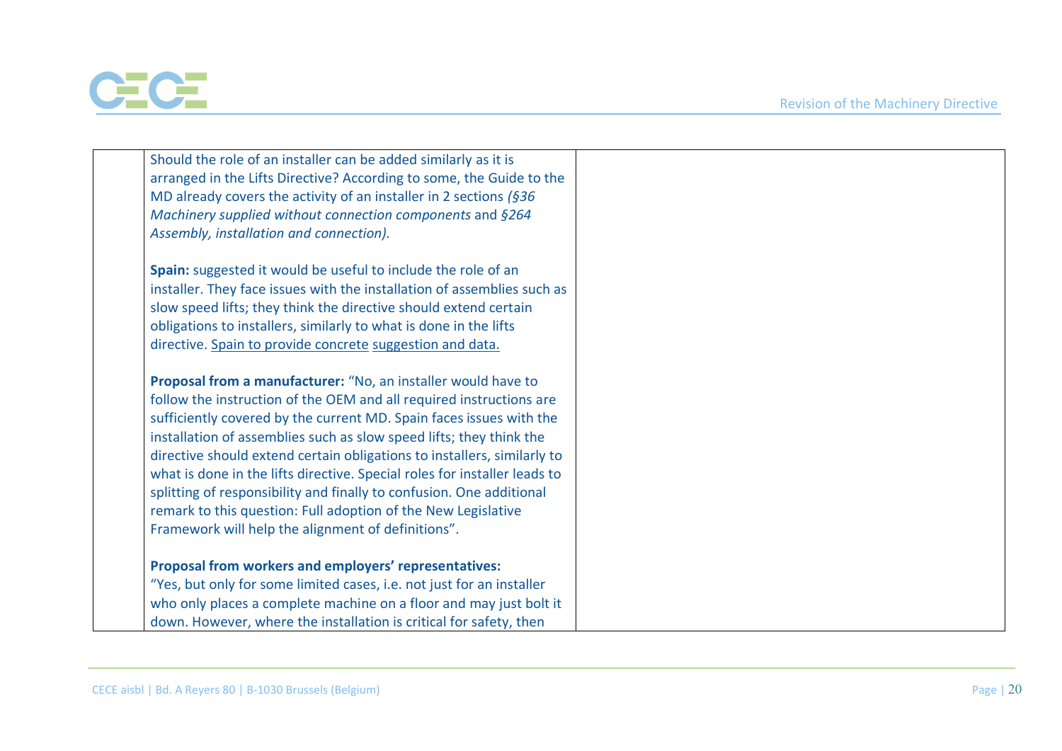| | | |
|---|---|---|
| | Should the role of an installer can be added similarly as it is arranged in the Lifts Directive? According to some, the Guide to the MD already covers the activity of an installer in 2 sections *(§36 Machinery supplied without connection components* and *§264 Assembly, installation and connection).*<br><br>**Spain:** suggested it would be useful to include the role of an installer. They face issues with the installation of assemblies such as slow speed lifts; they think the directive should extend certain obligations to installers, similarly to what is done in the lifts directive. Spain to provide concrete suggestion and data.<br><br>**Proposal from a manufacturer:** "No, an installer would have to follow the instruction of the OEM and all required instructions are sufficiently covered by the current MD. Spain faces issues with the installation of assemblies such as slow speed lifts; they think the directive should extend certain obligations to installers, similarly to what is done in the lifts directive. Special roles for installer leads to splitting of responsibility and finally to confusion. One additional remark to this question: Full adoption of the New Legislative Framework will help the alignment of definitions".<br><br>**Proposal from workers and employers' representatives:**<br>"Yes, but only for some limited cases, i.e. not just for an installer who only places a complete machine on a floor and may just bolt it down. However, where the installation is critical for safety, then | |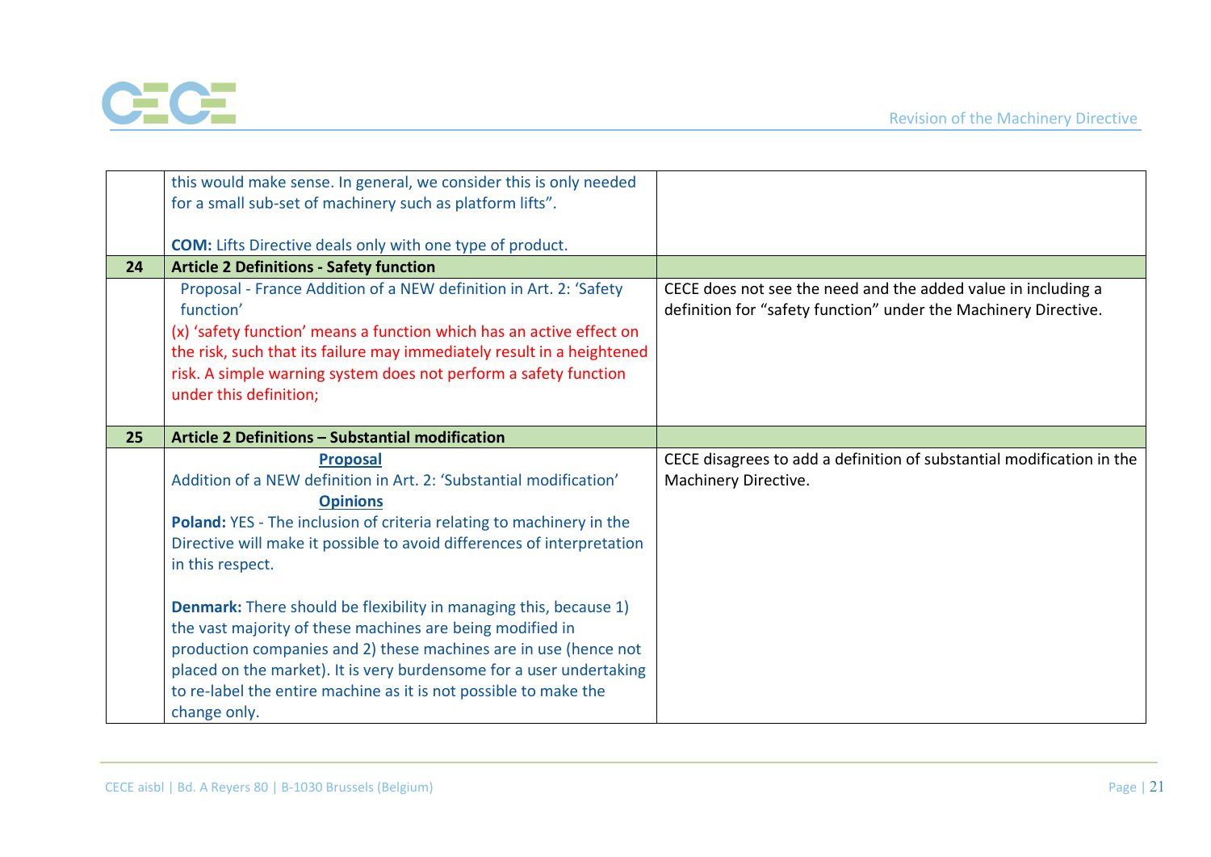| | | |
|---|---|---|
| | this would make sense. In general, we consider this is only needed for a small sub-set of machinery such as platform lifts".<br><br>**COM:** Lifts Directive deals only with one type of product. | |
| **24** | **Article 2 Definitions - Safety function** | |
| | Proposal - France Addition of a NEW definition in Art. 2: 'Safety function'<br>(x) 'safety function' means a function which has an active effect on the risk, such that its failure may immediately result in a heightened risk. A simple warning system does not perform a safety function under this definition; | CECE does not see the need and the added value in including a definition for "safety function" under the Machinery Directive. |
| **25** | **Article 2 Definitions – Substantial modification** | |
| | **Proposal**<br>Addition of a NEW definition in Art. 2: 'Substantial modification'<br>**Opinions**<br>**Poland:** YES - The inclusion of criteria relating to machinery in the Directive will make it possible to avoid differences of interpretation in this respect.<br><br>**Denmark:** There should be flexibility in managing this, because 1) the vast majority of these machines are being modified in production companies and 2) these machines are in use (hence not placed on the market). It is very burdensome for a user undertaking to re-label the entire machine as it is not possible to make the change only. | CECE disagrees to add a definition of substantial modification in the Machinery Directive. |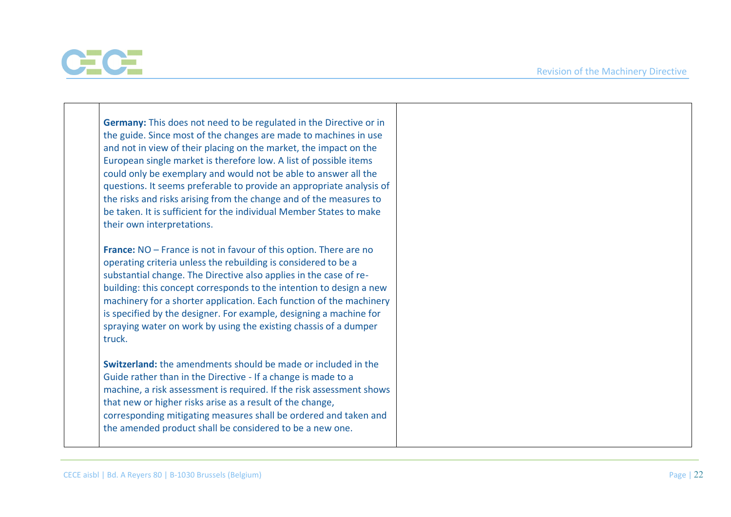| | | |
|---|---|---|
| | **Germany:** This does not need to be regulated in the Directive or in the guide. Since most of the changes are made to machines in use and not in view of their placing on the market, the impact on the European single market is therefore low. A list of possible items could only be exemplary and would not be able to answer all the questions. It seems preferable to provide an appropriate analysis of the risks and risks arising from the change and of the measures to be taken. It is sufficient for the individual Member States to make their own interpretations.<br><br>**France:** NO – France is not in favour of this option. There are no operating criteria unless the rebuilding is considered to be a substantial change. The Directive also applies in the case of re-building: this concept corresponds to the intention to design a new machinery for a shorter application. Each function of the machinery is specified by the designer. For example, designing a machine for spraying water on work by using the existing chassis of a dumper truck.<br><br>**Switzerland:** the amendments should be made or included in the Guide rather than in the Directive - If a change is made to a machine, a risk assessment is required. If the risk assessment shows that new or higher risks arise as a result of the change, corresponding mitigating measures shall be ordered and taken and the amended product shall be considered to be a new one. | |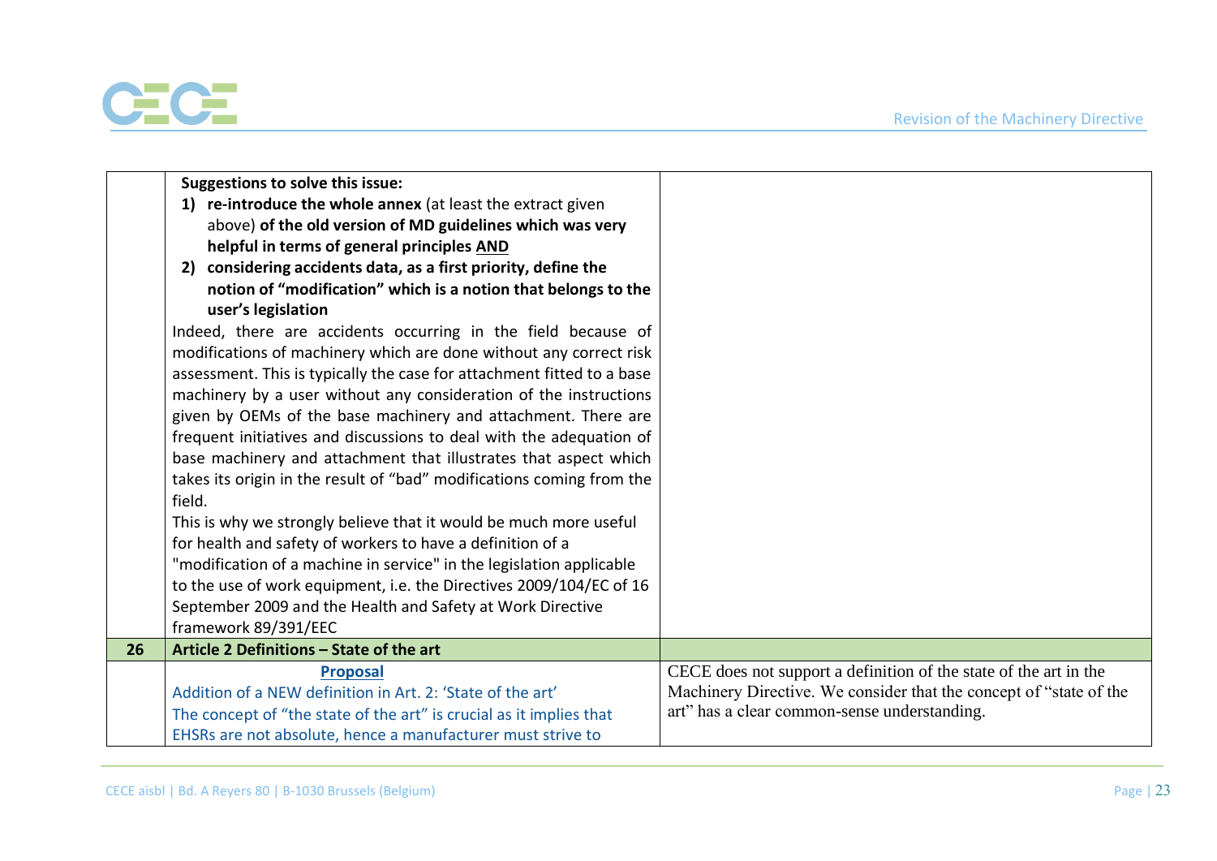| | | |
|---|---|---|
| | **Suggestions to solve this issue:**<br>1) **re-introduce the whole annex** (at least the extract given above) **of the old version of MD guidelines which was very helpful in terms of general principles <u>AND</u>**<br>2) **considering accidents data, as a first priority, define the notion of "modification" which is a notion that belongs to the user's legislation**<br>Indeed, there are accidents occurring in the field because of modifications of machinery which are done without any correct risk assessment. This is typically the case for attachment fitted to a base machinery by a user without any consideration of the instructions given by OEMs of the base machinery and attachment. There are frequent initiatives and discussions to deal with the adequation of base machinery and attachment that illustrates that aspect which takes its origin in the result of "bad" modifications coming from the field.<br>This is why we strongly believe that it would be much more useful for health and safety of workers to have a definition of a "modification of a machine in service" in the legislation applicable to the use of work equipment, i.e. the Directives 2009/104/EC of 16 September 2009 and the Health and Safety at Work Directive framework 89/391/EEC | |
| **26** | **Article 2 Definitions – State of the art** | |
| | **<u>Proposal</u>**<br>Addition of a NEW definition in Art. 2: 'State of the art'<br>The concept of "the state of the art" is crucial as it implies that EHSRs are not absolute, hence a manufacturer must strive to | CECE does not support a definition of the state of the art in the Machinery Directive. We consider that the concept of "state of the art" has a clear common-sense understanding. |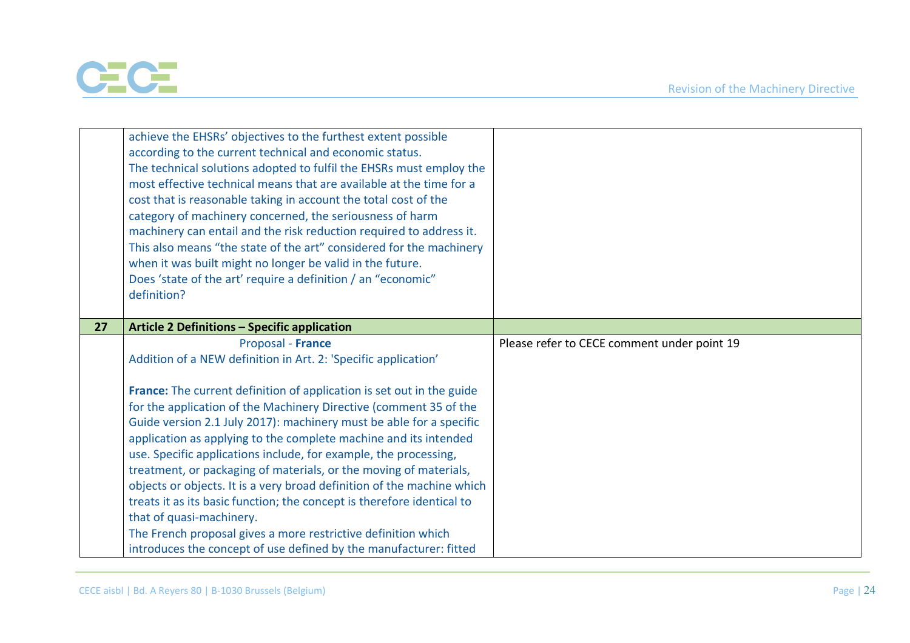| | | |
|---|---|---|
| | achieve the EHSRs' objectives to the furthest extent possible according to the current technical and economic status.<br>The technical solutions adopted to fulfil the EHSRs must employ the most effective technical means that are available at the time for a cost that is reasonable taking in account the total cost of the category of machinery concerned, the seriousness of harm machinery can entail and the risk reduction required to address it.<br>This also means "the state of the art" considered for the machinery when it was built might no longer be valid in the future.<br>Does 'state of the art' require a definition / an "economic" definition? | |
| **27** | **Article 2 Definitions – Specific application** | |
| | Proposal - **France**<br>Addition of a NEW definition in Art. 2: 'Specific application'<br><br>**France:** The current definition of application is set out in the guide for the application of the Machinery Directive (comment 35 of the Guide version 2.1 July 2017): machinery must be able for a specific application as applying to the complete machine and its intended use. Specific applications include, for example, the processing, treatment, or packaging of materials, or the moving of materials, objects or objects. It is a very broad definition of the machine which treats it as its basic function; the concept is therefore identical to that of quasi-machinery.<br>The French proposal gives a more restrictive definition which introduces the concept of use defined by the manufacturer: fitted | Please refer to CECE comment under point 19 |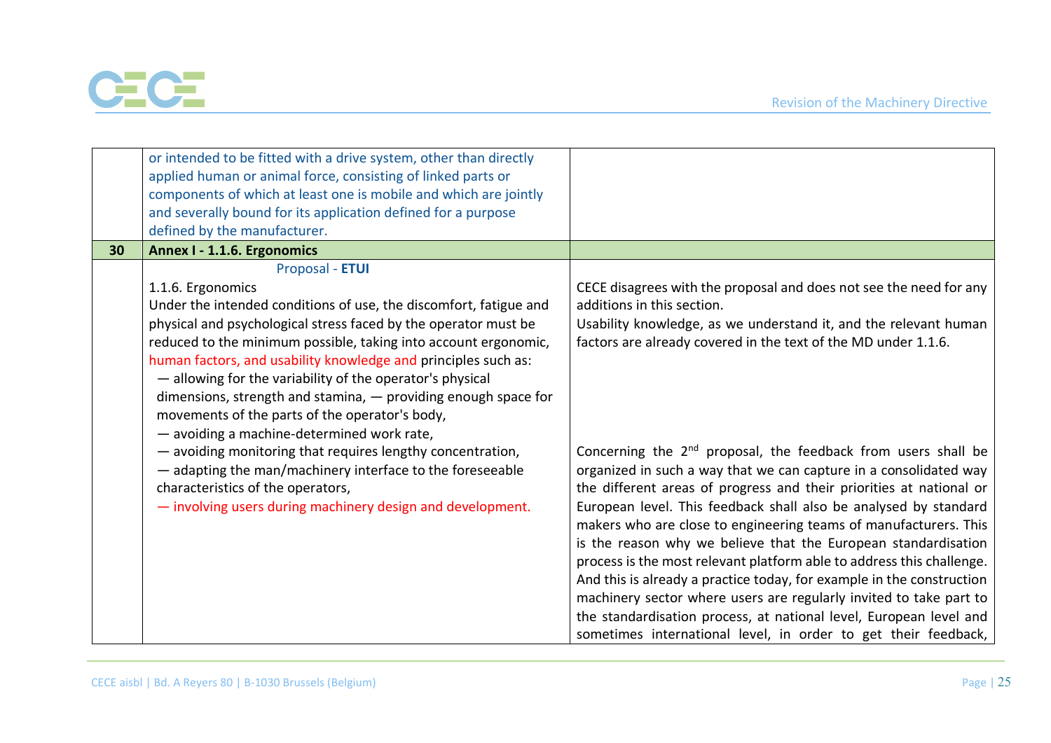| | | |
|---|---|---|
| | or intended to be fitted with a drive system, other than directly applied human or animal force, consisting of linked parts or components of which at least one is mobile and which are jointly and severally bound for its application defined for a purpose defined by the manufacturer. | |
| **30** | **Annex I - 1.1.6. Ergonomics** | |
| | Proposal - **ETUI**<br><br>1.1.6. Ergonomics<br>Under the intended conditions of use, the discomfort, fatigue and physical and psychological stress faced by the operator must be reduced to the minimum possible, taking into account ergonomic, human factors, and usability knowledge and principles such as:<br>— allowing for the variability of the operator's physical dimensions, strength and stamina, — providing enough space for movements of the parts of the operator's body,<br>— avoiding a machine-determined work rate,<br>— avoiding monitoring that requires lengthy concentration,<br>— adapting the man/machinery interface to the foreseeable characteristics of the operators,<br>— involving users during machinery design and development. | CECE disagrees with the proposal and does not see the need for any additions in this section.<br>Usability knowledge, as we understand it, and the relevant human factors are already covered in the text of the MD under 1.1.6.<br><br>Concerning the 2nd proposal, the feedback from users shall be organized in such a way that we can capture in a consolidated way the different areas of progress and their priorities at national or European level. This feedback shall also be analysed by standard makers who are close to engineering teams of manufacturers. This is the reason why we believe that the European standardisation process is the most relevant platform able to address this challenge. And this is already a practice today, for example in the construction machinery sector where users are regularly invited to take part to the standardisation process, at national level, European level and sometimes international level, in order to get their feedback, |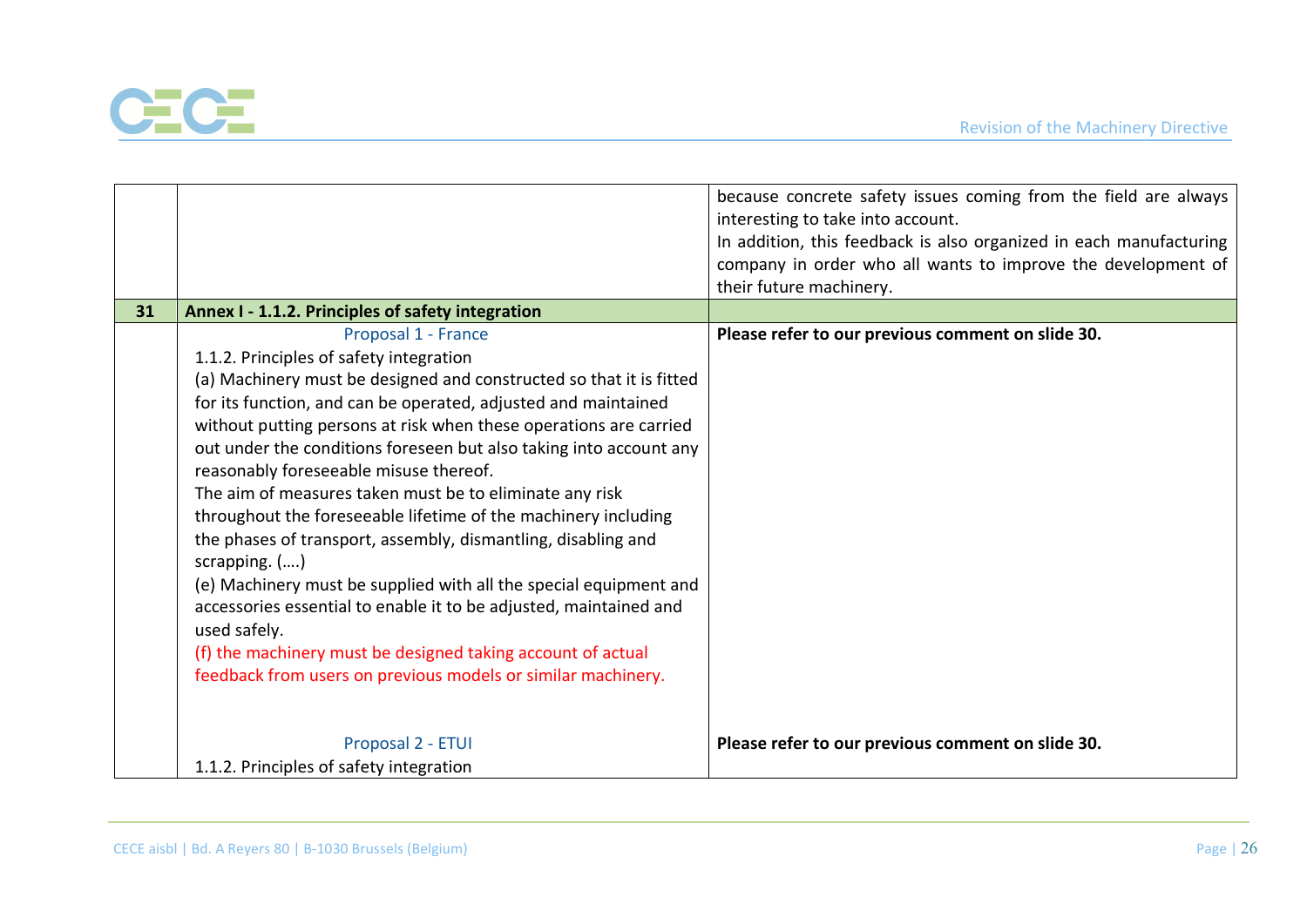| | | |
|---|---|---|
| | | because concrete safety issues coming from the field are always interesting to take into account.<br>In addition, this feedback is also organized in each manufacturing company in order who all wants to improve the development of their future machinery. |
| **31** | **Annex I - 1.1.2. Principles of safety integration** | |
| | Proposal 1 - France<br>1.1.2. Principles of safety integration<br>(a) Machinery must be designed and constructed so that it is fitted for its function, and can be operated, adjusted and maintained without putting persons at risk when these operations are carried out under the conditions foreseen but also taking into account any reasonably foreseeable misuse thereof.<br>The aim of measures taken must be to eliminate any risk throughout the foreseeable lifetime of the machinery including the phases of transport, assembly, dismantling, disabling and scrapping. (….)<br>(e) Machinery must be supplied with all the special equipment and accessories essential to enable it to be adjusted, maintained and used safely.<br>(f) the machinery must be designed taking account of actual feedback from users on previous models or similar machinery. | **Please refer to our previous comment on slide 30.** |
| | Proposal 2 - ETUI<br>1.1.2. Principles of safety integration | **Please refer to our previous comment on slide 30.** |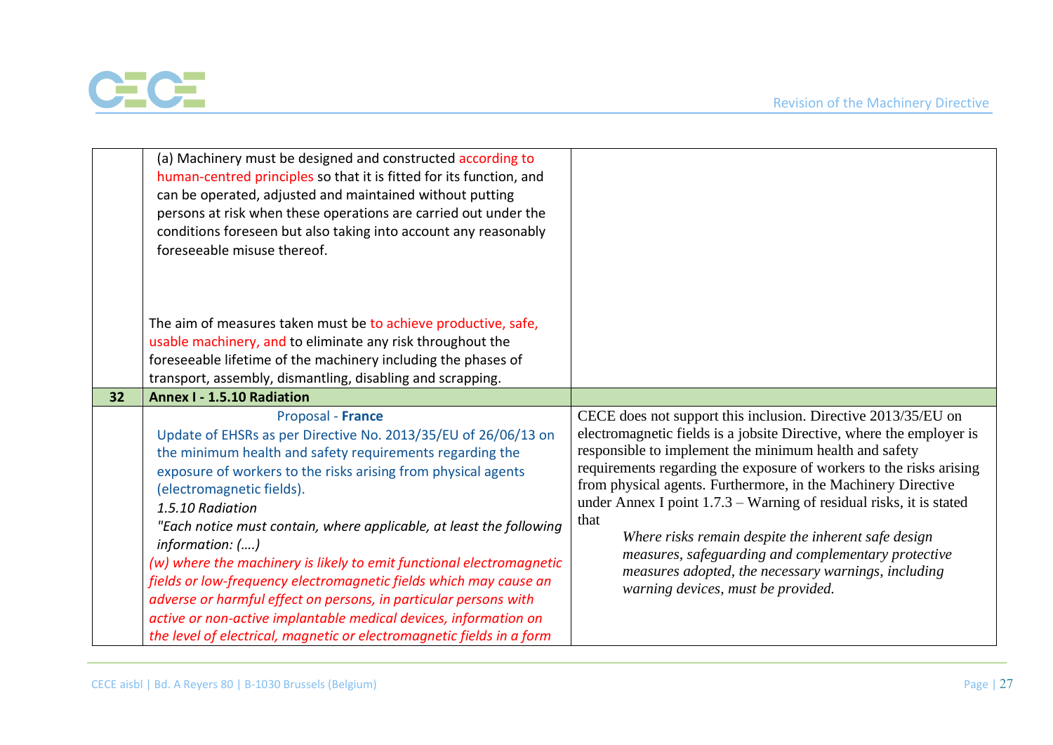| | | |
|---|---|---|
| | (a) Machinery must be designed and constructed according to human-centred principles so that it is fitted for its function, and can be operated, adjusted and maintained without putting persons at risk when these operations are carried out under the conditions foreseen but also taking into account any reasonably foreseeable misuse thereof.<br><br>The aim of measures taken must be to achieve productive, safe, usable machinery, and to eliminate any risk throughout the foreseeable lifetime of the machinery including the phases of transport, assembly, dismantling, disabling and scrapping. | |
| **32** | **Annex I - 1.5.10 Radiation** | |
| | Proposal - **France**<br>Update of EHSRs as per Directive No. 2013/35/EU of 26/06/13 on the minimum health and safety requirements regarding the exposure of workers to the risks arising from physical agents (electromagnetic fields).<br>*1.5.10 Radiation*<br>*"Each notice must contain, where applicable, at least the following information: (….)*<br>*(w) where the machinery is likely to emit functional electromagnetic fields or low-frequency electromagnetic fields which may cause an adverse or harmful effect on persons, in particular persons with active or non-active implantable medical devices, information on the level of electrical, magnetic or electromagnetic fields in a form* | CECE does not support this inclusion. Directive 2013/35/EU on electromagnetic fields is a jobsite Directive, where the employer is responsible to implement the minimum health and safety requirements regarding the exposure of workers to the risks arising from physical agents. Furthermore, in the Machinery Directive under Annex I point 1.7.3 – Warning of residual risks, it is stated that<br>*Where risks remain despite the inherent safe design measures, safeguarding and complementary protective measures adopted, the necessary warnings, including warning devices, must be provided.* |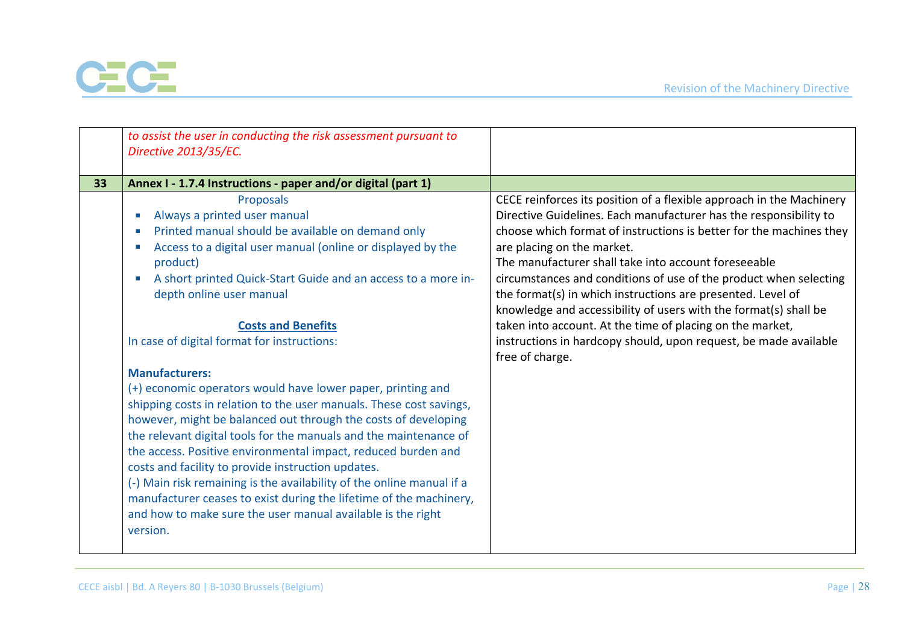| | | |
|---|---|---|
| | *to assist the user in conducting the risk assessment pursuant to Directive 2013/35/EC.* | |
| **33** | **Annex I - 1.7.4 Instructions - paper and/or digital (part 1)** | |
| | Proposals<br>- Always a printed user manual<br>- Printed manual should be available on demand only<br>- Access to a digital user manual (online or displayed by the product)<br>- A short printed Quick-Start Guide and an access to a more in-depth online user manual<br><br>**Costs and Benefits**<br>In case of digital format for instructions:<br><br>**Manufacturers:**<br>(+) economic operators would have lower paper, printing and shipping costs in relation to the user manuals. These cost savings, however, might be balanced out through the costs of developing the relevant digital tools for the manuals and the maintenance of the access. Positive environmental impact, reduced burden and costs and facility to provide instruction updates.<br>(-) Main risk remaining is the availability of the online manual if a manufacturer ceases to exist during the lifetime of the machinery, and how to make sure the user manual available is the right version. | CECE reinforces its position of a flexible approach in the Machinery Directive Guidelines. Each manufacturer has the responsibility to choose which format of instructions is better for the machines they are placing on the market.<br>The manufacturer shall take into account foreseeable circumstances and conditions of use of the product when selecting the format(s) in which instructions are presented. Level of knowledge and accessibility of users with the format(s) shall be taken into account. At the time of placing on the market, instructions in hardcopy should, upon request, be made available free of charge. |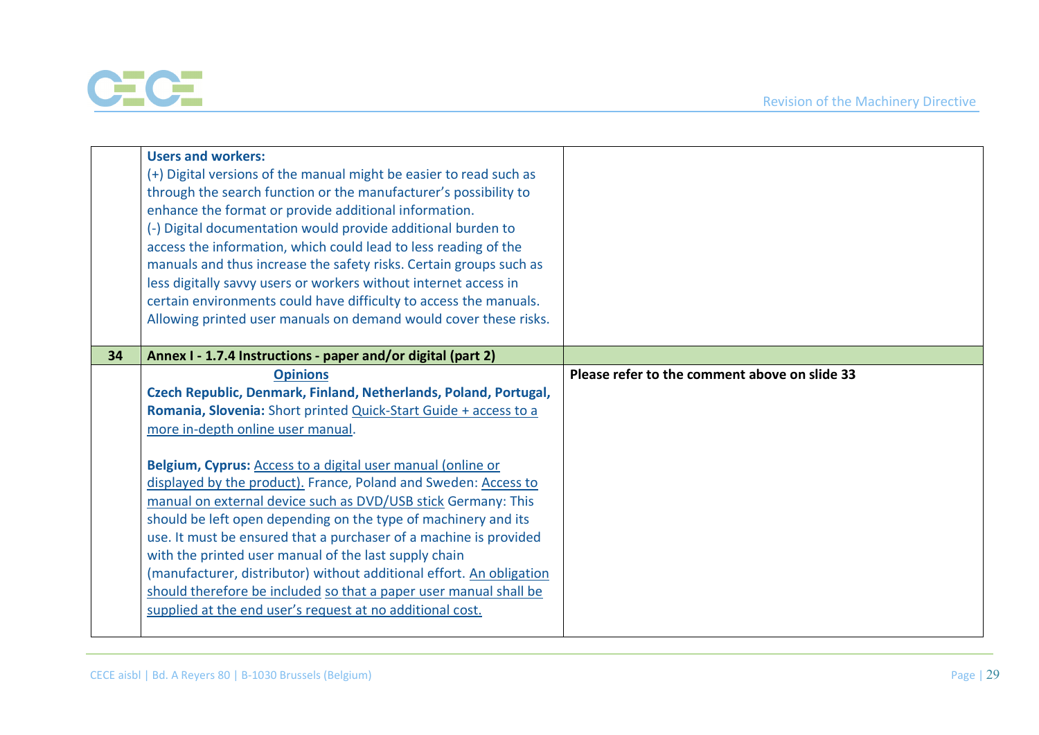| | | |
|---|---|---|
| | **Users and workers:**<br>(+) Digital versions of the manual might be easier to read such as through the search function or the manufacturer's possibility to enhance the format or provide additional information.<br>(-) Digital documentation would provide additional burden to access the information, which could lead to less reading of the manuals and thus increase the safety risks. Certain groups such as less digitally savvy users or workers without internet access in certain environments could have difficulty to access the manuals. Allowing printed user manuals on demand would cover these risks. | |
| **34** | **Annex I - 1.7.4 Instructions - paper and/or digital (part 2)** | |
| | **Opinions**<br>**Czech Republic, Denmark, Finland, Netherlands, Poland, Portugal, Romania, Slovenia:** Short printed Quick-Start Guide + access to a more in-depth online user manual.<br><br>**Belgium, Cyprus:** Access to a digital user manual (online or displayed by the product). France, Poland and Sweden: Access to manual on external device such as DVD/USB stick Germany: This should be left open depending on the type of machinery and its use. It must be ensured that a purchaser of a machine is provided with the printed user manual of the last supply chain (manufacturer, distributor) without additional effort. An obligation should therefore be included so that a paper user manual shall be supplied at the end user's request at no additional cost. | **Please refer to the comment above on slide 33** |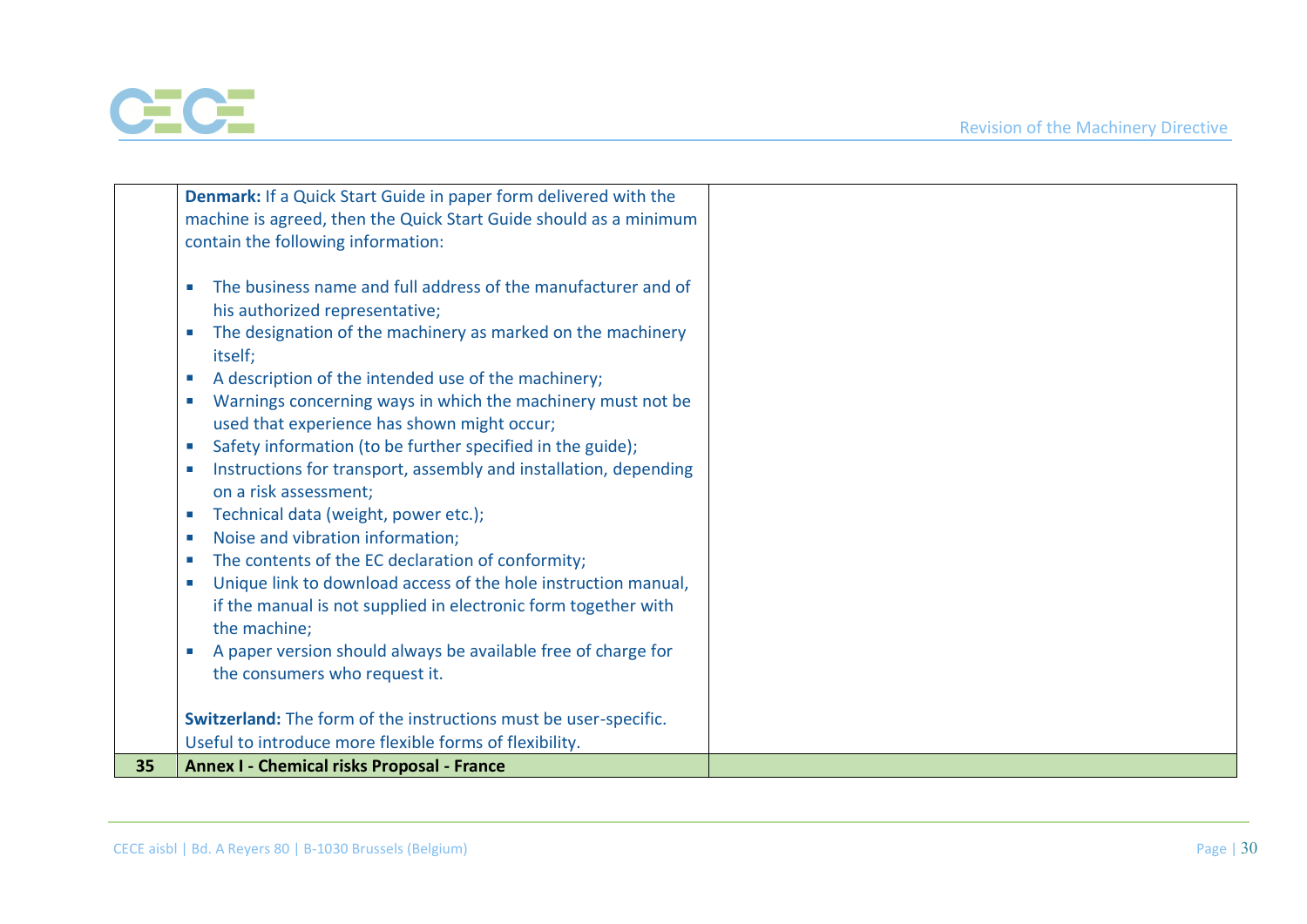| | | |
|---|---|---|
| | **Denmark:** If a Quick Start Guide in paper form delivered with the machine is agreed, then the Quick Start Guide should as a minimum contain the following information:<br><br>- The business name and full address of the manufacturer and of his authorized representative;<br>- The designation of the machinery as marked on the machinery itself;<br>- A description of the intended use of the machinery;<br>- Warnings concerning ways in which the machinery must not be used that experience has shown might occur;<br>- Safety information (to be further specified in the guide);<br>- Instructions for transport, assembly and installation, depending on a risk assessment;<br>- Technical data (weight, power etc.);<br>- Noise and vibration information;<br>- The contents of the EC declaration of conformity;<br>- Unique link to download access of the hole instruction manual, if the manual is not supplied in electronic form together with the machine;<br>- A paper version should always be available free of charge for the consumers who request it.<br><br>**Switzerland:** The form of the instructions must be user-specific. Useful to introduce more flexible forms of flexibility. | |
| **35** | **Annex I - Chemical risks Proposal - France** | |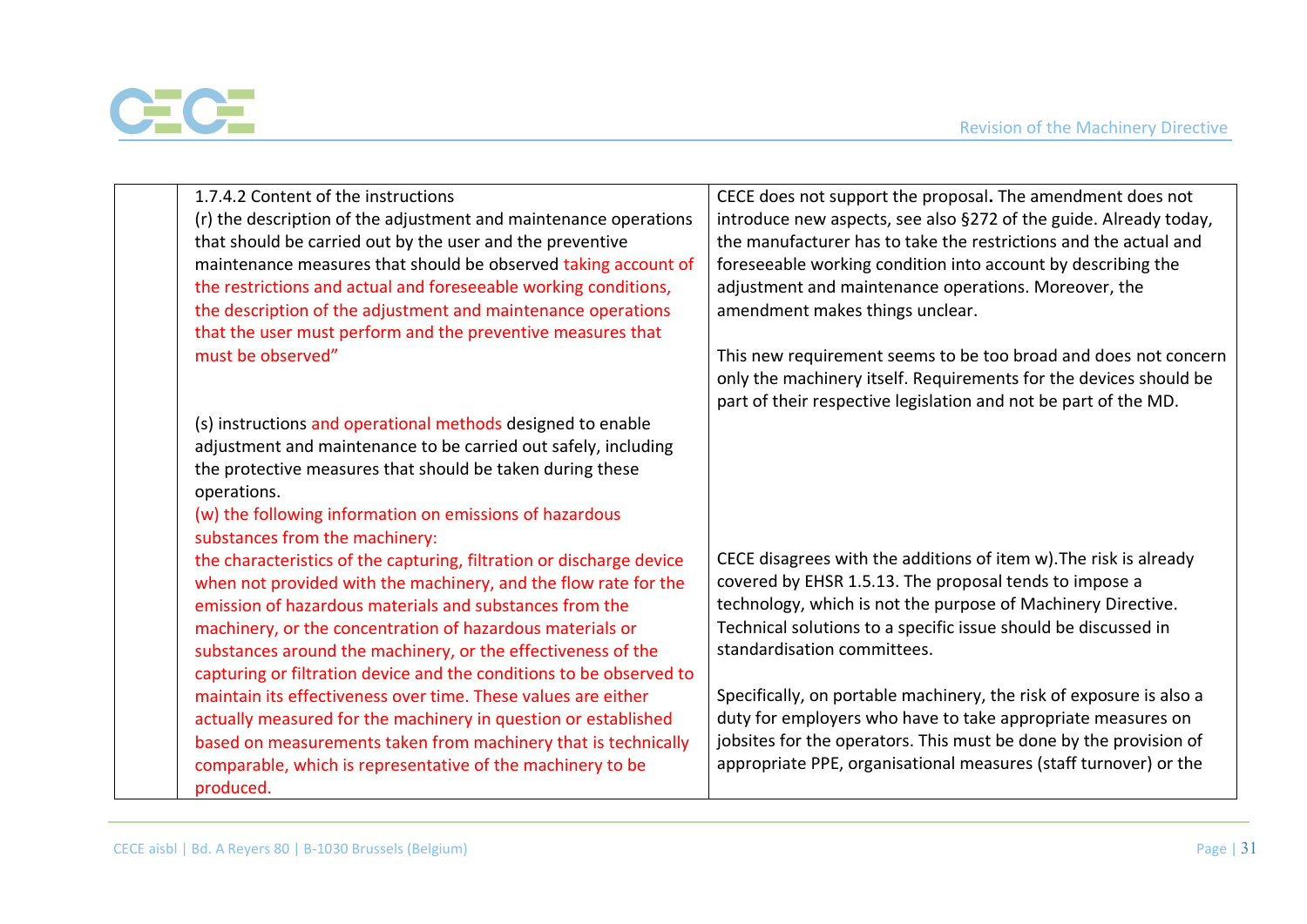| | | |
|---|---|---|
| | 1.7.4.2 Content of the instructions<br>(r) the description of the adjustment and maintenance operations that should be carried out by the user and the preventive maintenance measures that should be observed taking account of the restrictions and actual and foreseeable working conditions, the description of the adjustment and maintenance operations that the user must perform and the preventive measures that must be observed"<br><br>(s) instructions and operational methods designed to enable adjustment and maintenance to be carried out safely, including the protective measures that should be taken during these operations.<br>(w) the following information on emissions of hazardous substances from the machinery:<br>the characteristics of the capturing, filtration or discharge device when not provided with the machinery, and the flow rate for the emission of hazardous materials and substances from the machinery, or the concentration of hazardous materials or substances around the machinery, or the effectiveness of the capturing or filtration device and the conditions to be observed to maintain its effectiveness over time. These values are either actually measured for the machinery in question or established based on measurements taken from machinery that is technically comparable, which is representative of the machinery to be produced. | CECE does not support the proposal**.** The amendment does not introduce new aspects, see also §272 of the guide. Already today, the manufacturer has to take the restrictions and the actual and foreseeable working condition into account by describing the adjustment and maintenance operations. Moreover, the amendment makes things unclear.<br><br>This new requirement seems to be too broad and does not concern only the machinery itself. Requirements for the devices should be part of their respective legislation and not be part of the MD.<br><br>CECE disagrees with the additions of item w).The risk is already covered by EHSR 1.5.13. The proposal tends to impose a technology, which is not the purpose of Machinery Directive. Technical solutions to a specific issue should be discussed in standardisation committees.<br><br>Specifically, on portable machinery, the risk of exposure is also a duty for employers who have to take appropriate measures on jobsites for the operators. This must be done by the provision of appropriate PPE, organisational measures (staff turnover) or the |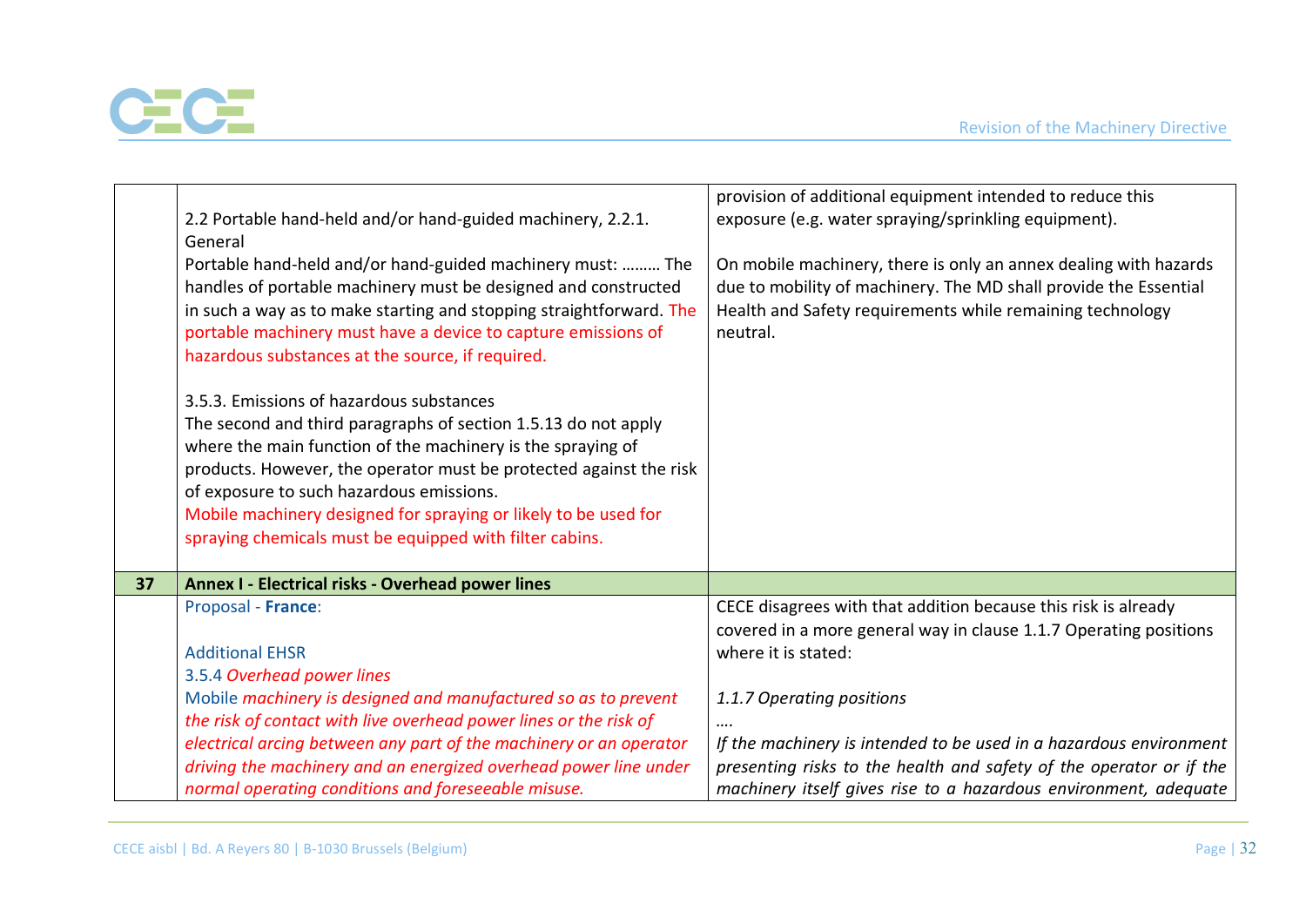| | | |
|---|---|---|
| | 2.2 Portable hand-held and/or hand-guided machinery, 2.2.1. General<br>Portable hand-held and/or hand-guided machinery must: ……… The handles of portable machinery must be designed and constructed in such a way as to make starting and stopping straightforward. The portable machinery must have a device to capture emissions of hazardous substances at the source, if required.<br><br>3.5.3. Emissions of hazardous substances<br>The second and third paragraphs of section 1.5.13 do not apply where the main function of the machinery is the spraying of products. However, the operator must be protected against the risk of exposure to such hazardous emissions.<br>Mobile machinery designed for spraying or likely to be used for spraying chemicals must be equipped with filter cabins. | provision of additional equipment intended to reduce this exposure (e.g. water spraying/sprinkling equipment).<br><br>On mobile machinery, there is only an annex dealing with hazards due to mobility of machinery. The MD shall provide the Essential Health and Safety requirements while remaining technology neutral. |
| **37** | **Annex I - Electrical risks - Overhead power lines** | |
| | Proposal - **France**:<br><br>Additional EHSR<br>3.5.4 *Overhead power lines*<br>Mobile *machinery is designed and manufactured so as to prevent the risk of contact with live overhead power lines or the risk of electrical arcing between any part of the machinery or an operator driving the machinery and an energized overhead power line under normal operating conditions and foreseeable misuse.* | CECE disagrees with that addition because this risk is already covered in a more general way in clause 1.1.7 Operating positions where it is stated:<br><br>*1.1.7 Operating positions*<br>*….*<br>*If the machinery is intended to be used in a hazardous environment presenting risks to the health and safety of the operator or if the machinery itself gives rise to a hazardous environment, adequate* |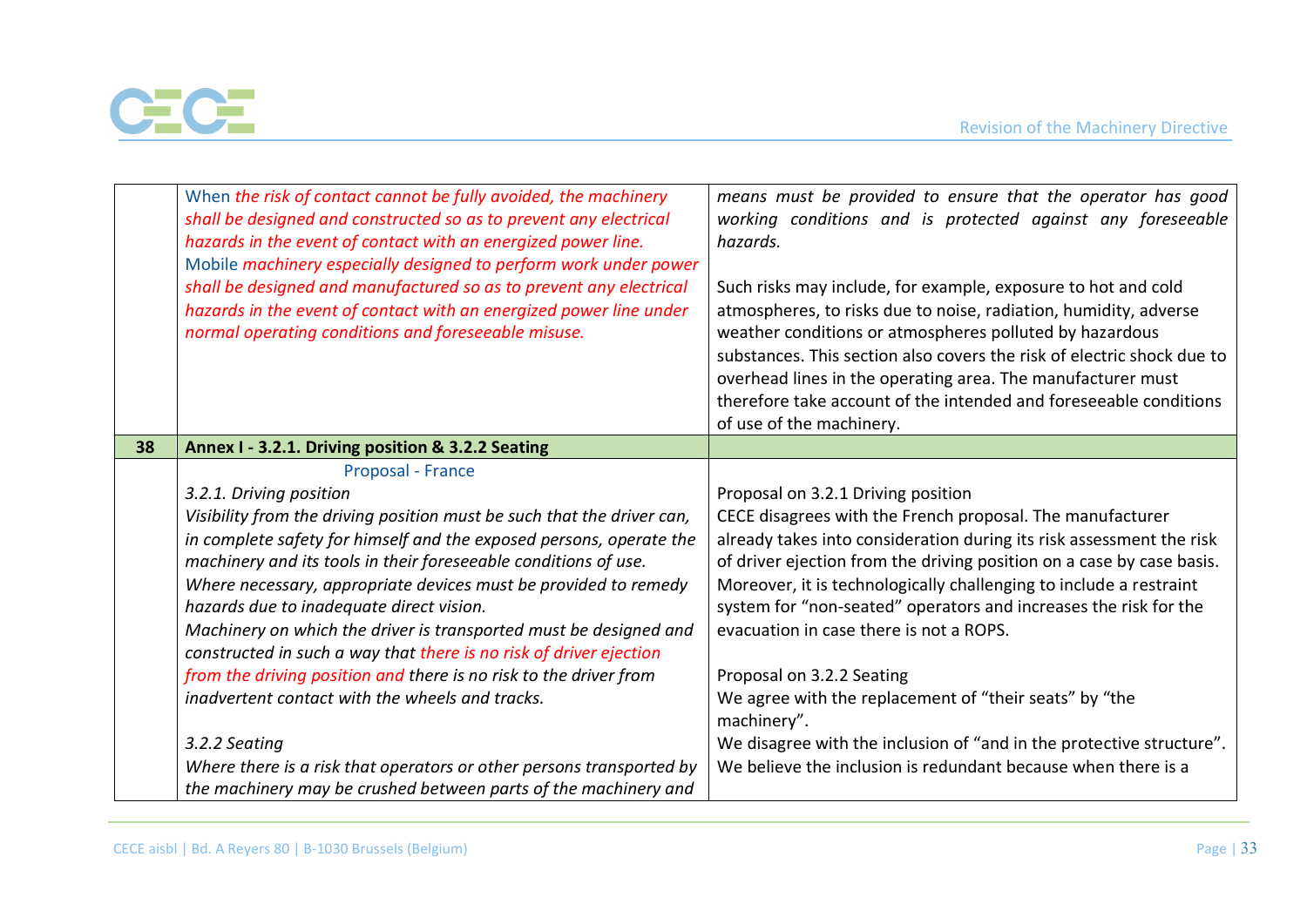| | | |
|---|---|---|
| | When *the risk of contact cannot be fully avoided, the machinery shall be designed and constructed so as to prevent any electrical hazards in the event of contact with an energized power line.* Mobile *machinery especially designed to perform work under power shall be designed and manufactured so as to prevent any electrical hazards in the event of contact with an energized power line under normal operating conditions and foreseeable misuse.* | *means must be provided to ensure that the operator has good working conditions and is protected against any foreseeable hazards.*<br><br>Such risks may include, for example, exposure to hot and cold atmospheres, to risks due to noise, radiation, humidity, adverse weather conditions or atmospheres polluted by hazardous substances. This section also covers the risk of electric shock due to overhead lines in the operating area. The manufacturer must therefore take account of the intended and foreseeable conditions of use of the machinery. |
| **38** | **Annex I - 3.2.1. Driving position & 3.2.2 Seating** | |
| | Proposal - France<br><br>*3.2.1. Driving position*<br>*Visibility from the driving position must be such that the driver can, in complete safety for himself and the exposed persons, operate the machinery and its tools in their foreseeable conditions of use. Where necessary, appropriate devices must be provided to remedy hazards due to inadequate direct vision.*<br>*Machinery on which the driver is transported must be designed and constructed in such a way that there is no risk of driver ejection from the driving position and there is no risk to the driver from inadvertent contact with the wheels and tracks.*<br><br>*3.2.2 Seating*<br>*Where there is a risk that operators or other persons transported by the machinery may be crushed between parts of the machinery and* | Proposal on 3.2.1 Driving position<br>CECE disagrees with the French proposal. The manufacturer already takes into consideration during its risk assessment the risk of driver ejection from the driving position on a case by case basis. Moreover, it is technologically challenging to include a restraint system for "non-seated" operators and increases the risk for the evacuation in case there is not a ROPS.<br><br>Proposal on 3.2.2 Seating<br>We agree with the replacement of "their seats" by "the machinery".<br>We disagree with the inclusion of "and in the protective structure". We believe the inclusion is redundant because when there is a |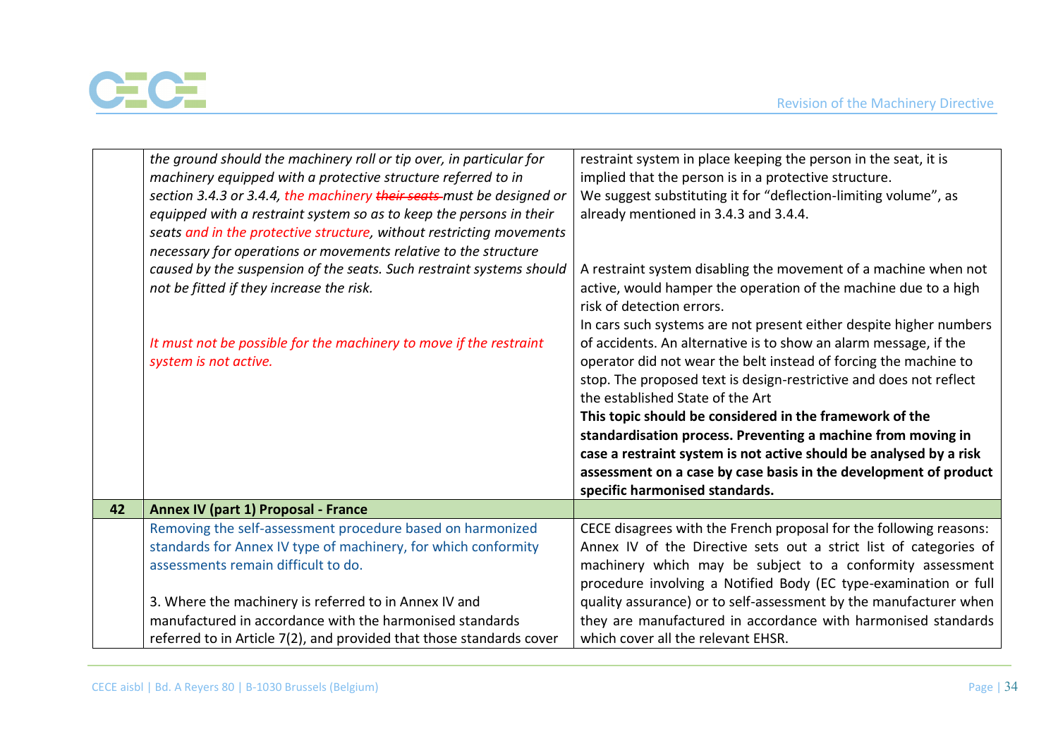| | | |
|---|---|---|
| | *the ground should the machinery roll or tip over, in particular for machinery equipped with a protective structure referred to in section 3.4.3 or 3.4.4, the machinery ~~their seats~~ must be designed or equipped with a restraint system so as to keep the persons in their seats and in the protective structure, without restricting movements necessary for operations or movements relative to the structure caused by the suspension of the seats. Such restraint systems should not be fitted if they increase the risk.*<br><br>*It must not be possible for the machinery to move if the restraint system is not active.* | restraint system in place keeping the person in the seat, it is implied that the person is in a protective structure.<br>We suggest substituting it for "deflection-limiting volume", as already mentioned in 3.4.3 and 3.4.4.<br><br>A restraint system disabling the movement of a machine when not active, would hamper the operation of the machine due to a high risk of detection errors.<br>In cars such systems are not present either despite higher numbers of accidents. An alternative is to show an alarm message, if the operator did not wear the belt instead of forcing the machine to stop. The proposed text is design-restrictive and does not reflect the established State of the Art<br>**This topic should be considered in the framework of the standardisation process. Preventing a machine from moving in case a restraint system is not active should be analysed by a risk assessment on a case by case basis in the development of product specific harmonised standards.** |
| **42** | **Annex IV (part 1) Proposal - France** | |
| | Removing the self-assessment procedure based on harmonized standards for Annex IV type of machinery, for which conformity assessments remain difficult to do.<br><br>3. Where the machinery is referred to in Annex IV and manufactured in accordance with the harmonised standards referred to in Article 7(2), and provided that those standards cover | CECE disagrees with the French proposal for the following reasons: Annex IV of the Directive sets out a strict list of categories of machinery which may be subject to a conformity assessment procedure involving a Notified Body (EC type-examination or full quality assurance) or to self-assessment by the manufacturer when they are manufactured in accordance with harmonised standards which cover all the relevant EHSR. |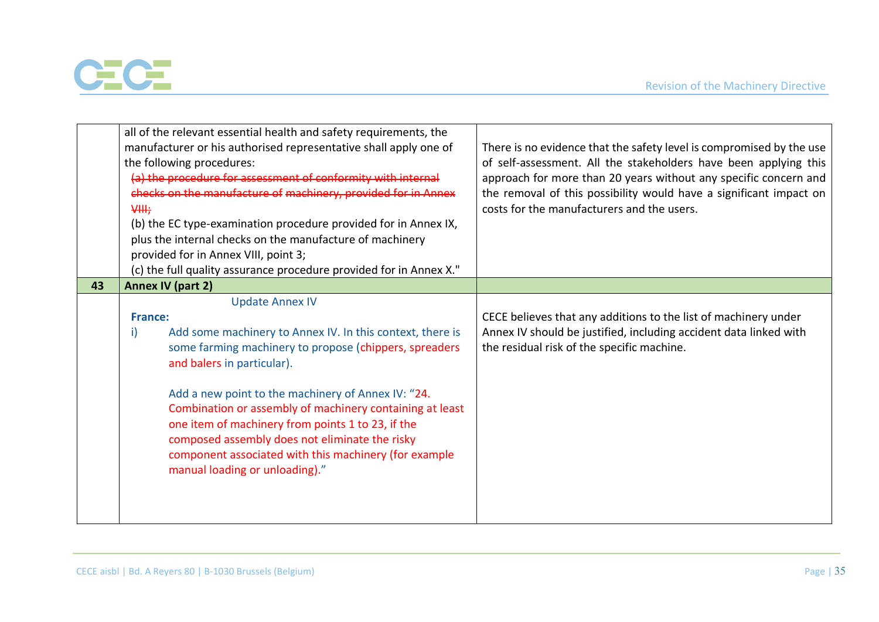| | | |
|---|---|---|
| | all of the relevant essential health and safety requirements, the manufacturer or his authorised representative shall apply one of the following procedures:<br>~~(a) the procedure for assessment of conformity with internal checks on the manufacture of machinery, provided for in Annex VIII;~~<br>(b) the EC type-examination procedure provided for in Annex IX, plus the internal checks on the manufacture of machinery provided for in Annex VIII, point 3;<br>(c) the full quality assurance procedure provided for in Annex X." | There is no evidence that the safety level is compromised by the use of self-assessment. All the stakeholders have been applying this approach for more than 20 years without any specific concern and the removal of this possibility would have a significant impact on costs for the manufacturers and the users. |
| **43** | **Annex IV (part 2)** | |
| | Update Annex IV<br>**France:**<br>i) Add some machinery to Annex IV. In this context, there is some farming machinery to propose (chippers, spreaders and balers in particular).<br><br>Add a new point to the machinery of Annex IV: "24. Combination or assembly of machinery containing at least one item of machinery from points 1 to 23, if the composed assembly does not eliminate the risky component associated with this machinery (for example manual loading or unloading)." | CECE believes that any additions to the list of machinery under Annex IV should be justified, including accident data linked with the residual risk of the specific machine. |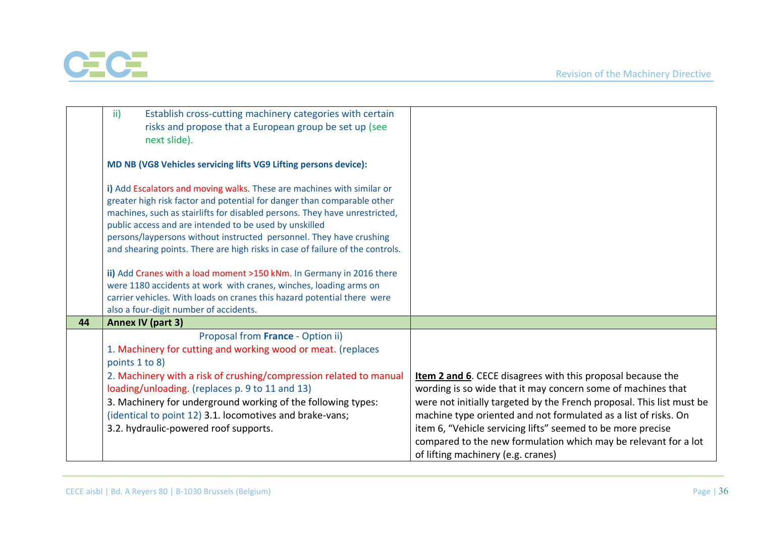| | | |
|---|---|---|
| | ii) Establish cross-cutting machinery categories with certain risks and propose that a European group be set up (see next slide).<br><br>**MD NB (VG8 Vehicles servicing lifts VG9 Lifting persons device):**<br><br>**i)** Add Escalators and moving walks. These are machines with similar or greater high risk factor and potential for danger than comparable other machines, such as stairlifts for disabled persons. They have unrestricted, public access and are intended to be used by unskilled persons/laypersons without instructed personnel. They have crushing and shearing points. There are high risks in case of failure of the controls.<br><br>**ii)** Add Cranes with a load moment >150 kNm. In Germany in 2016 there were 1180 accidents at work with cranes, winches, loading arms on carrier vehicles. With loads on cranes this hazard potential there were also a four-digit number of accidents. | |
| **44** | **Annex IV (part 3)** | |
| | Proposal from **France** - Option ii)<br>1. Machinery for cutting and working wood or meat. (replaces points 1 to 8)<br>2. Machinery with a risk of crushing/compression related to manual loading/unloading. (replaces p. 9 to 11 and 13)<br>3. Machinery for underground working of the following types: (identical to point 12) 3.1. locomotives and brake-vans;<br>3.2. hydraulic-powered roof supports. | **Item 2 and 6**. CECE disagrees with this proposal because the wording is so wide that it may concern some of machines that were not initially targeted by the French proposal. This list must be machine type oriented and not formulated as a list of risks. On item 6, "Vehicle servicing lifts" seemed to be more precise compared to the new formulation which may be relevant for a lot of lifting machinery (e.g. cranes) |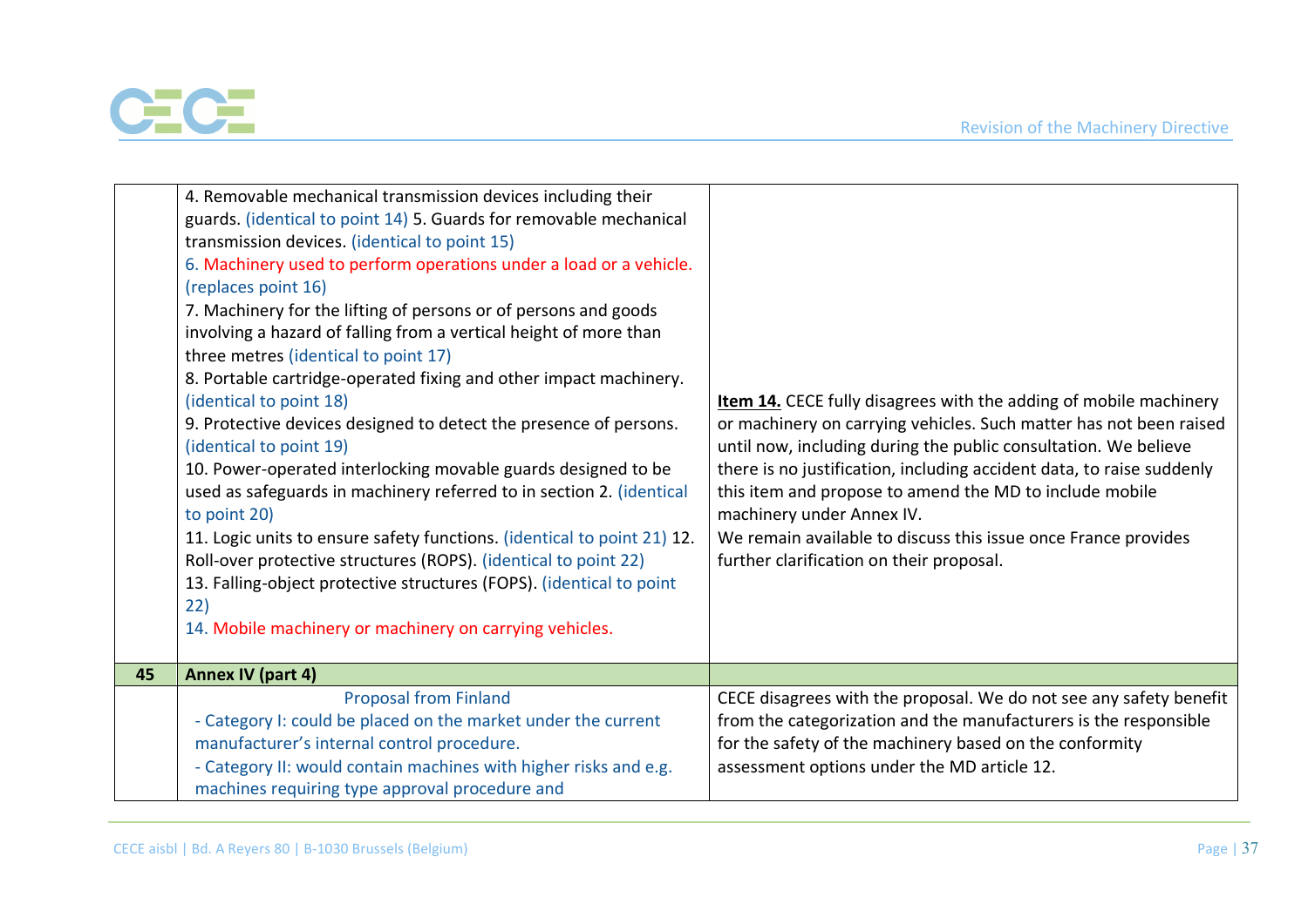| | | |
|---|---|---|
| | 4. Removable mechanical transmission devices including their guards. (identical to point 14) 5. Guards for removable mechanical transmission devices. (identical to point 15)<br>6. Machinery used to perform operations under a load or a vehicle. (replaces point 16)<br>7. Machinery for the lifting of persons or of persons and goods involving a hazard of falling from a vertical height of more than three metres (identical to point 17)<br>8. Portable cartridge-operated fixing and other impact machinery. (identical to point 18)<br>9. Protective devices designed to detect the presence of persons. (identical to point 19)<br>10. Power-operated interlocking movable guards designed to be used as safeguards in machinery referred to in section 2. (identical to point 20)<br>11. Logic units to ensure safety functions. (identical to point 21) 12. Roll-over protective structures (ROPS). (identical to point 22)<br>13. Falling-object protective structures (FOPS). (identical to point 22)<br>14. Mobile machinery or machinery on carrying vehicles. | **Item 14.** CECE fully disagrees with the adding of mobile machinery or machinery on carrying vehicles. Such matter has not been raised until now, including during the public consultation. We believe there is no justification, including accident data, to raise suddenly this item and propose to amend the MD to include mobile machinery under Annex IV.<br>We remain available to discuss this issue once France provides further clarification on their proposal. |
| **45** | **Annex IV (part 4)** | |
| | Proposal from Finland<br>- Category I: could be placed on the market under the current manufacturer's internal control procedure.<br>- Category II: would contain machines with higher risks and e.g. machines requiring type approval procedure and | CECE disagrees with the proposal. We do not see any safety benefit from the categorization and the manufacturers is the responsible for the safety of the machinery based on the conformity assessment options under the MD article 12. |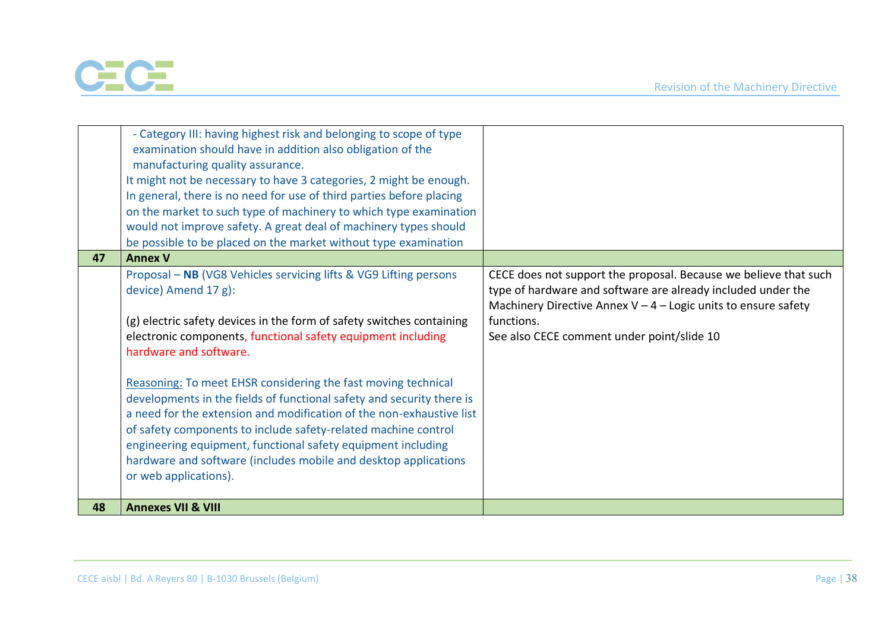| | | |
|---|---|---|
| | - Category III: having highest risk and belonging to scope of type examination should have in addition also obligation of the manufacturing quality assurance.<br>It might not be necessary to have 3 categories, 2 might be enough. In general, there is no need for use of third parties before placing on the market to such type of machinery to which type examination would not improve safety. A great deal of machinery types should be possible to be placed on the market without type examination | |
| **47** | **Annex V** | |
| | Proposal – **NB** (VG8 Vehicles servicing lifts & VG9 Lifting persons device) Amend 17 g):<br><br>(g) electric safety devices in the form of safety switches containing electronic components, functional safety equipment including hardware and software.<br><br>Reasoning: To meet EHSR considering the fast moving technical developments in the fields of functional safety and security there is a need for the extension and modification of the non-exhaustive list of safety components to include safety-related machine control engineering equipment, functional safety equipment including hardware and software (includes mobile and desktop applications or web applications). | CECE does not support the proposal. Because we believe that such type of hardware and software are already included under the Machinery Directive Annex V – 4 – Logic units to ensure safety functions.<br>See also CECE comment under point/slide 10 |
| **48** | **Annexes VII & VIII** | |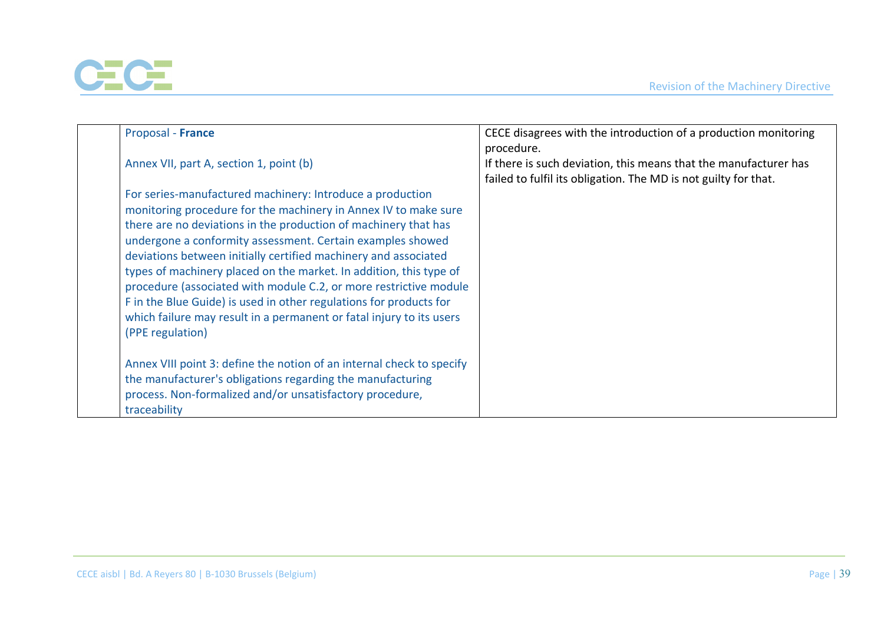| | | |
|---|---|---|
| | Proposal - **France**<br><br>Annex VII, part A, section 1, point (b)<br><br>For series-manufactured machinery: Introduce a production monitoring procedure for the machinery in Annex IV to make sure there are no deviations in the production of machinery that has undergone a conformity assessment. Certain examples showed deviations between initially certified machinery and associated types of machinery placed on the market. In addition, this type of procedure (associated with module C.2, or more restrictive module F in the Blue Guide) is used in other regulations for products for which failure may result in a permanent or fatal injury to its users (PPE regulation)<br><br>Annex VIII point 3: define the notion of an internal check to specify the manufacturer's obligations regarding the manufacturing process. Non-formalized and/or unsatisfactory procedure, traceability | CECE disagrees with the introduction of a production monitoring procedure.<br>If there is such deviation, this means that the manufacturer has failed to fulfil its obligation. The MD is not guilty for that. |